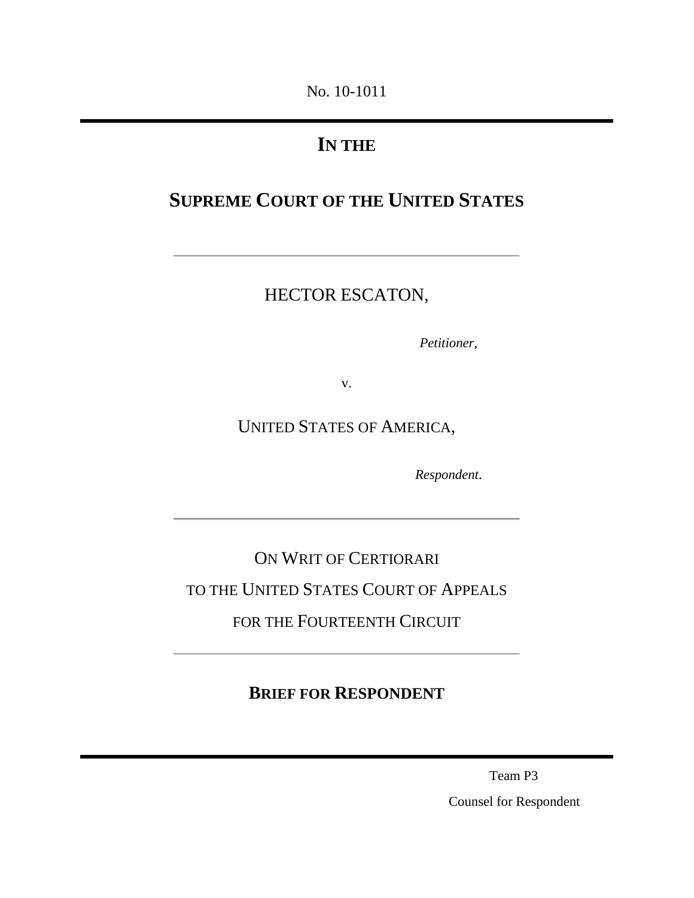No. 10-1011

---

# IN THE

# SUPREME COURT OF THE UNITED STATES

---

HECTOR ESCATON,

*Petitioner*,

v.

UNITED STATES OF AMERICA,

*Respondent*.

---

ON WRIT OF CERTIORARI

TO THE UNITED STATES COURT OF APPEALS

FOR THE FOURTEENTH CIRCUIT

---

## BRIEF FOR RESPONDENT

---

Team P3

Counsel for Respondent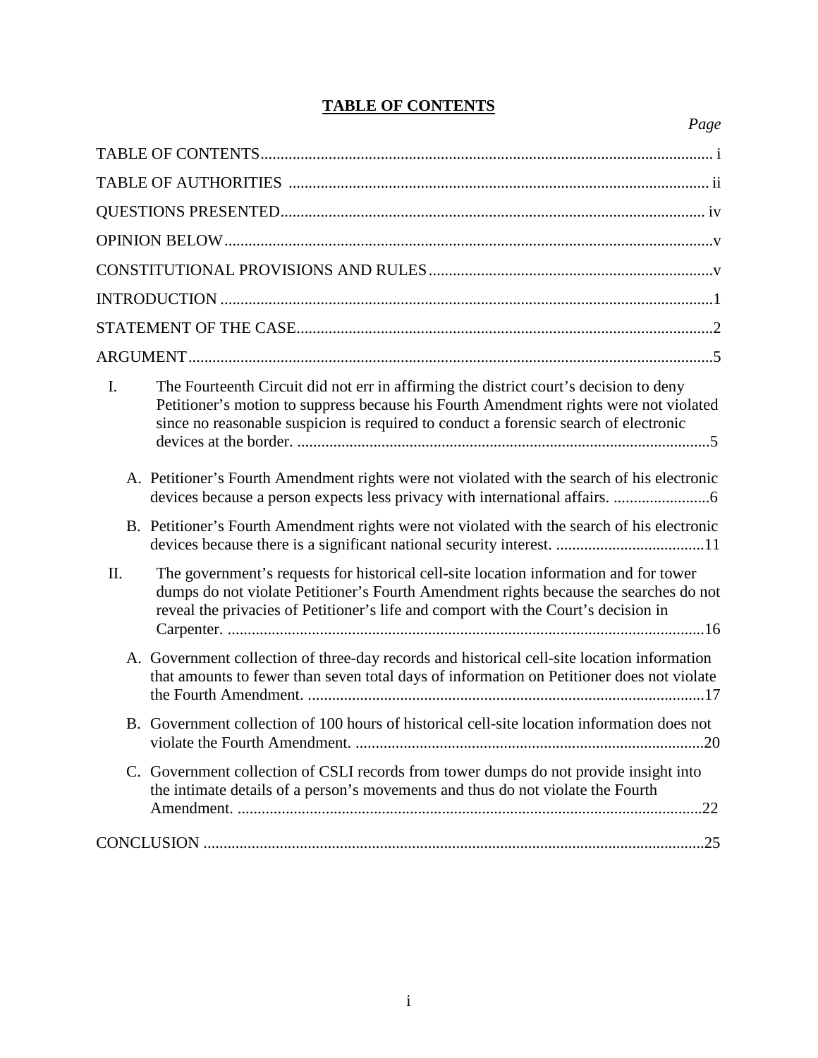# TABLE OF CONTENTS

*Page*

TABLE OF CONTENTS ........................................................................................................ i

TABLE OF AUTHORITIES ........................................................................................................ ii

QUESTIONS PRESENTED ........................................................................................................ iv

OPINION BELOW ........................................................................................................ v

CONSTITUTIONAL PROVISIONS AND RULES ........................................................................................................ v

INTRODUCTION ........................................................................................................ 1

STATEMENT OF THE CASE ........................................................................................................ 2

ARGUMENT ........................................................................................................ 5

I. The Fourteenth Circuit did not err in affirming the district court's decision to deny Petitioner's motion to suppress because his Fourth Amendment rights were not violated since no reasonable suspicion is required to conduct a forensic search of electronic devices at the border. ........................................................................................................ 5

   A. Petitioner's Fourth Amendment rights were not violated with the search of his electronic devices because a person expects less privacy with international affairs. ........................ 6

   B. Petitioner's Fourth Amendment rights were not violated with the search of his electronic devices because there is a significant national security interest. ........................ 11

II. The government's requests for historical cell-site location information and for tower dumps do not violate Petitioner's Fourth Amendment rights because the searches do not reveal the privacies of Petitioner's life and comport with the Court's decision in Carpenter. ........................................................................................................ 16

   A. Government collection of three-day records and historical cell-site location information that amounts to fewer than seven total days of information on Petitioner does not violate the Fourth Amendment. ........................................................................................................ 17

   B. Government collection of 100 hours of historical cell-site location information does not violate the Fourth Amendment. ........................................................................................................ 20

   C. Government collection of CSLI records from tower dumps do not provide insight into the intimate details of a person's movements and thus do not violate the Fourth Amendment. ........................................................................................................ 22

CONCLUSION ........................................................................................................ 25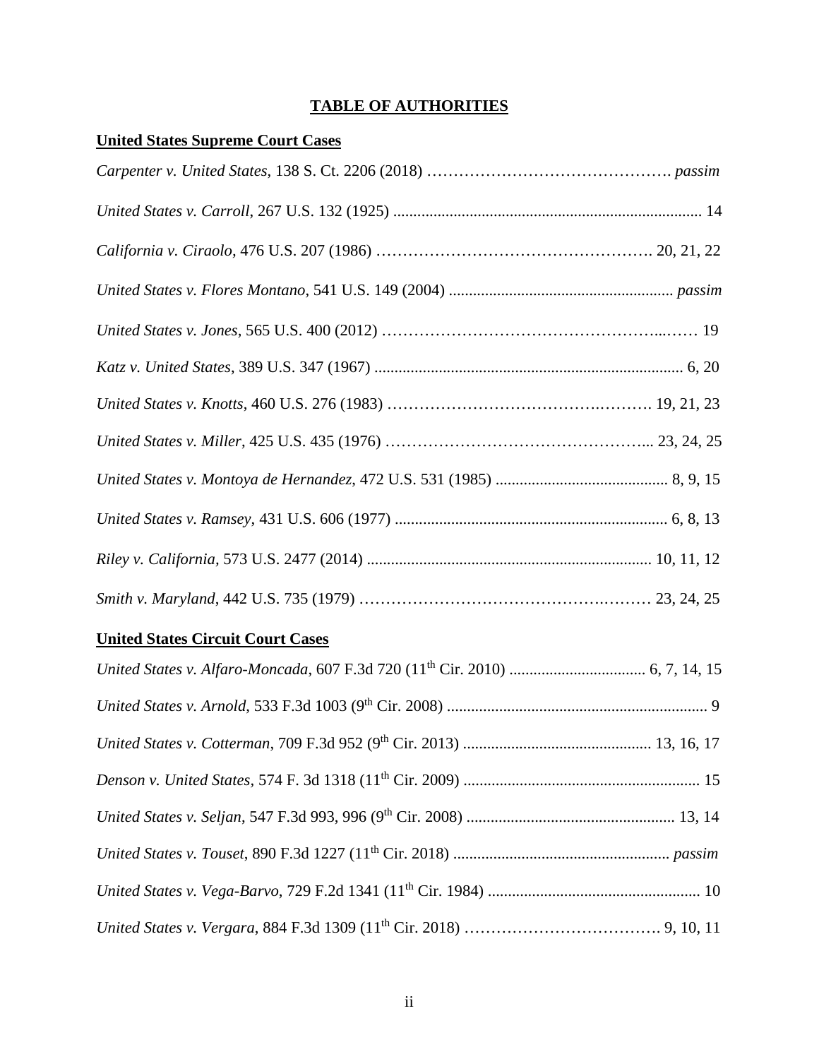# TABLE OF AUTHORITIES

## United States Supreme Court Cases

*Carpenter v. United States*, 138 S. Ct. 2206 (2018) ………………………………………. *passim*

*United States v. Carroll*, 267 U.S. 132 (1925) ............................................................................ 14

*California v. Ciraolo*, 476 U.S. 207 (1986) ……………………………………………. 20, 21, 22

*United States v. Flores Montano*, 541 U.S. 149 (2004) ....................................................... *passim*

*United States v. Jones*, 565 U.S. 400 (2012) …………………………………………...…… 19

*Katz v. United States*, 389 U.S. 347 (1967) ............................................................................ 6, 20

*United States v. Knotts*, 460 U.S. 276 (1983) ……………………………….………. 19, 21, 23

*United States v. Miller*, 425 U.S. 435 (1976) …………………………………………... 23, 24, 25

*United States v. Montoya de Hernandez*, 472 U.S. 531 (1985) ........................................... 8, 9, 15

*United States v. Ramsey*, 431 U.S. 606 (1977) .................................................................... 6, 8, 13

*Riley v. California*, 573 U.S. 2477 (2014) ...................................................................... 10, 11, 12

*Smith v. Maryland*, 442 U.S. 735 (1979) ……………………………………….……… 23, 24, 25

## United States Circuit Court Cases

*United States v. Alfaro-Moncada*, 607 F.3d 720 (11th Cir. 2010) .................................. 6, 7, 14, 15

*United States v. Arnold*, 533 F.3d 1003 (9th Cir. 2008) ................................................................. 9

*United States v. Cotterman*, 709 F.3d 952 (9th Cir. 2013) ............................................... 13, 16, 17

*Denson v. United States*, 574 F. 3d 1318 (11th Cir. 2009) ........................................................... 15

*United States v. Seljan*, 547 F.3d 993, 996 (9th Cir. 2008) .................................................... 13, 14

*United States v. Touset*, 890 F.3d 1227 (11th Cir. 2018) ...................................................... *passim*

*United States v. Vega-Barvo*, 729 F.2d 1341 (11th Cir. 1984) ..................................................... 10

*United States v. Vergara*, 884 F.3d 1309 (11th Cir. 2018) ………………………………. 9, 10, 11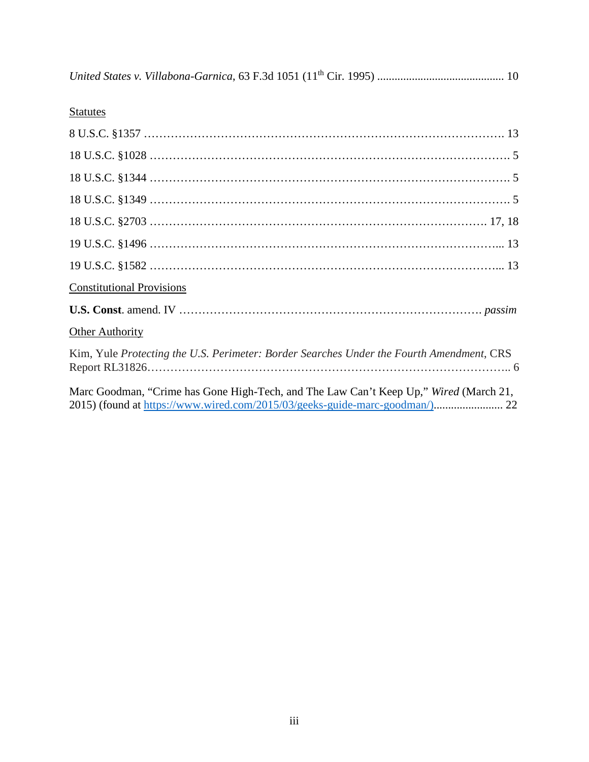*United States v. Villabona-Garnica*, 63 F.3d 1051 (11th Cir. 1995) ........................................... 10

Statutes

8 U.S.C. §1357 …………………………………………………………………………………. 13

18 U.S.C. §1028 ………………………………………………………………………………. 5

18 U.S.C. §1344 ………………………………………………………………………………. 5

18 U.S.C. §1349 ………………………………………………………………………………. 5

18 U.S.C. §2703 ……………………………………………………………………………. 17, 18

19 U.S.C. §1496 ……………………………………………………………………………... 13

19 U.S.C. §1582 ……………………………………………………………………………... 13

Constitutional Provisions

**U.S. Const**. amend. IV ………………………………………………………………………. *passim*

Other Authority

Kim, Yule *Protecting the U.S. Perimeter: Border Searches Under the Fourth Amendment*, CRS Report RL31826……………………………………………………………………………….. 6

Marc Goodman, "Crime has Gone High-Tech, and The Law Can't Keep Up," *Wired* (March 21, 2015) (found at https://www.wired.com/2015/03/geeks-guide-marc-goodman/)........................ 22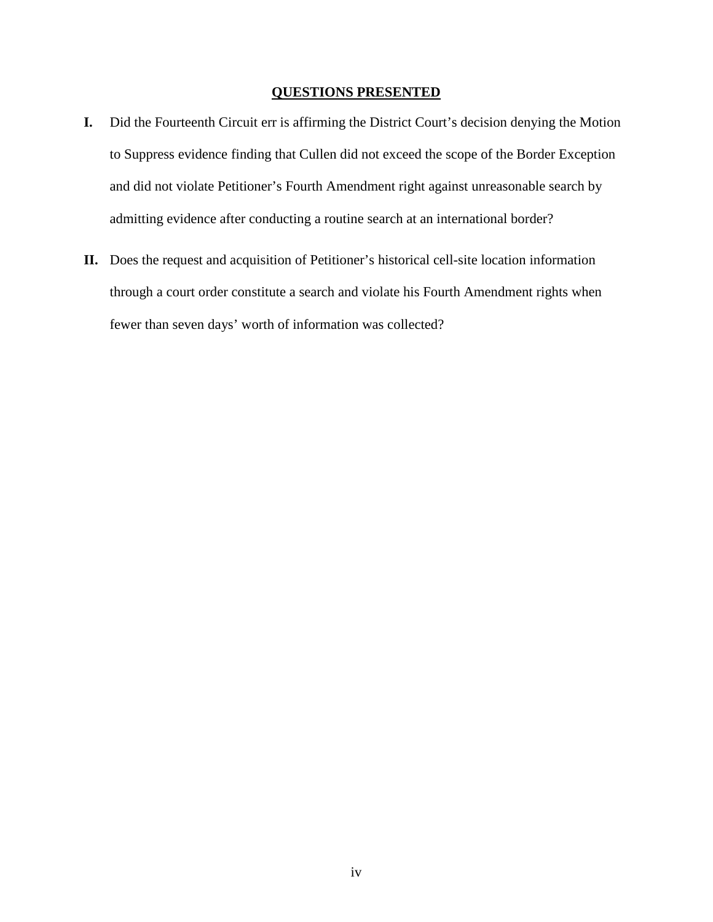## QUESTIONS PRESENTED

**I.** Did the Fourteenth Circuit err is affirming the District Court's decision denying the Motion to Suppress evidence finding that Cullen did not exceed the scope of the Border Exception and did not violate Petitioner's Fourth Amendment right against unreasonable search by admitting evidence after conducting a routine search at an international border?

**II.** Does the request and acquisition of Petitioner's historical cell-site location information through a court order constitute a search and violate his Fourth Amendment rights when fewer than seven days' worth of information was collected?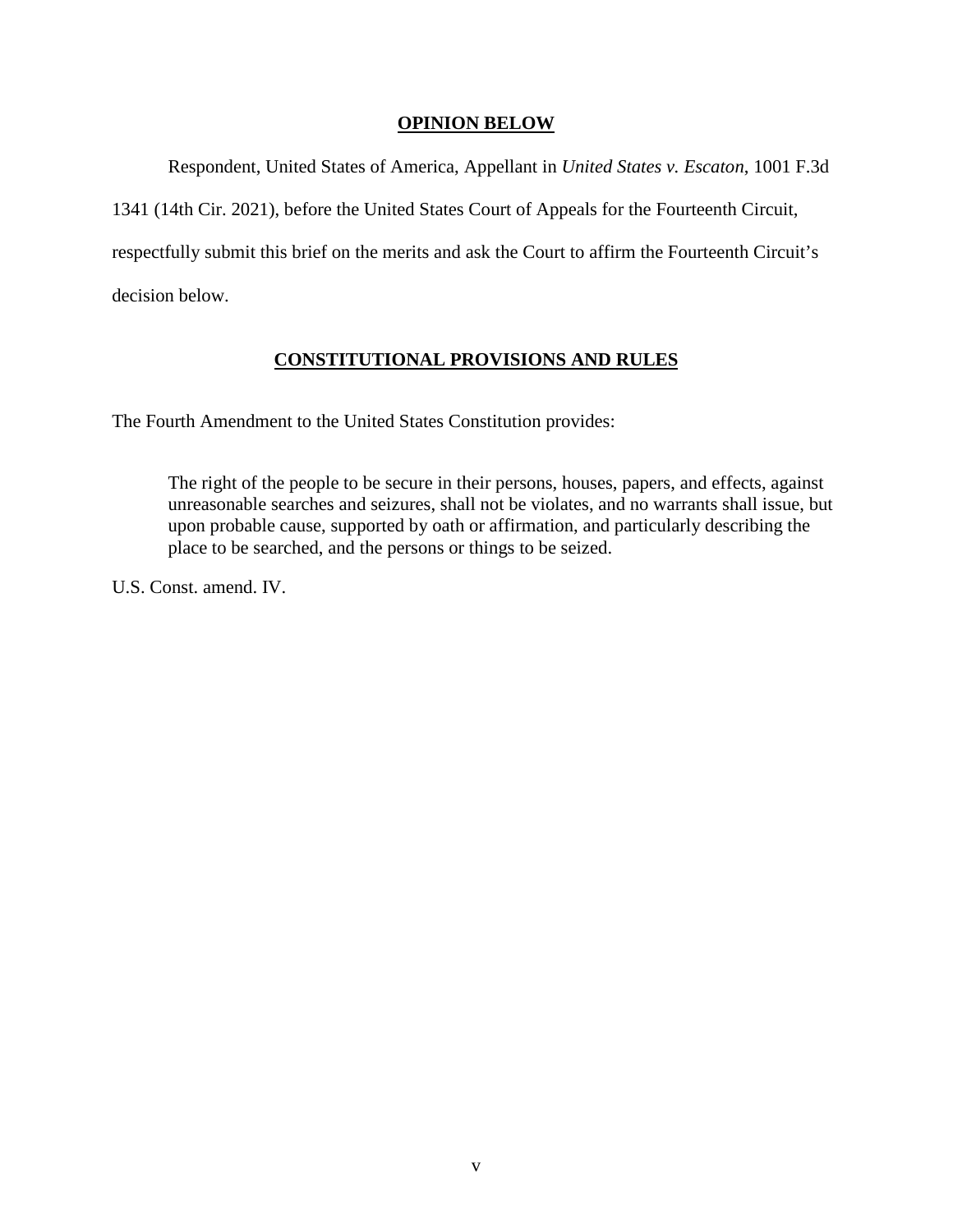## OPINION BELOW

Respondent, United States of America, Appellant in *United States v. Escaton*, 1001 F.3d 1341 (14th Cir. 2021), before the United States Court of Appeals for the Fourteenth Circuit, respectfully submit this brief on the merits and ask the Court to affirm the Fourteenth Circuit's decision below.

## CONSTITUTIONAL PROVISIONS AND RULES

The Fourth Amendment to the United States Constitution provides:

> The right of the people to be secure in their persons, houses, papers, and effects, against unreasonable searches and seizures, shall not be violates, and no warrants shall issue, but upon probable cause, supported by oath or affirmation, and particularly describing the place to be searched, and the persons or things to be seized.

U.S. Const. amend. IV.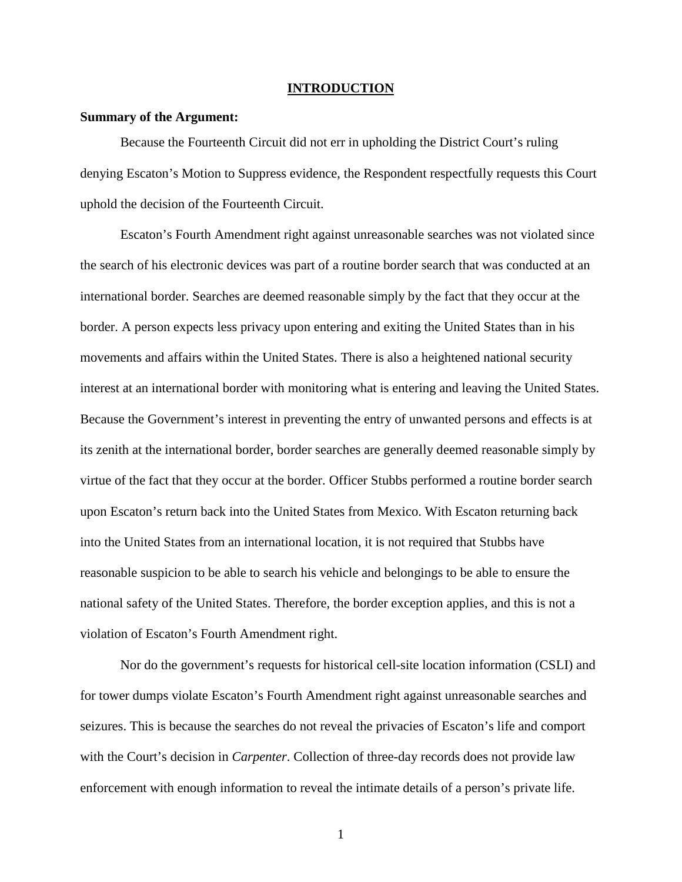## INTRODUCTION

**Summary of the Argument:**

Because the Fourteenth Circuit did not err in upholding the District Court's ruling denying Escaton's Motion to Suppress evidence, the Respondent respectfully requests this Court uphold the decision of the Fourteenth Circuit.

Escaton's Fourth Amendment right against unreasonable searches was not violated since the search of his electronic devices was part of a routine border search that was conducted at an international border. Searches are deemed reasonable simply by the fact that they occur at the border. A person expects less privacy upon entering and exiting the United States than in his movements and affairs within the United States. There is also a heightened national security interest at an international border with monitoring what is entering and leaving the United States. Because the Government's interest in preventing the entry of unwanted persons and effects is at its zenith at the international border, border searches are generally deemed reasonable simply by virtue of the fact that they occur at the border. Officer Stubbs performed a routine border search upon Escaton's return back into the United States from Mexico. With Escaton returning back into the United States from an international location, it is not required that Stubbs have reasonable suspicion to be able to search his vehicle and belongings to be able to ensure the national safety of the United States. Therefore, the border exception applies, and this is not a violation of Escaton's Fourth Amendment right.

Nor do the government's requests for historical cell-site location information (CSLI) and for tower dumps violate Escaton's Fourth Amendment right against unreasonable searches and seizures. This is because the searches do not reveal the privacies of Escaton's life and comport with the Court's decision in *Carpenter*. Collection of three-day records does not provide law enforcement with enough information to reveal the intimate details of a person's private life.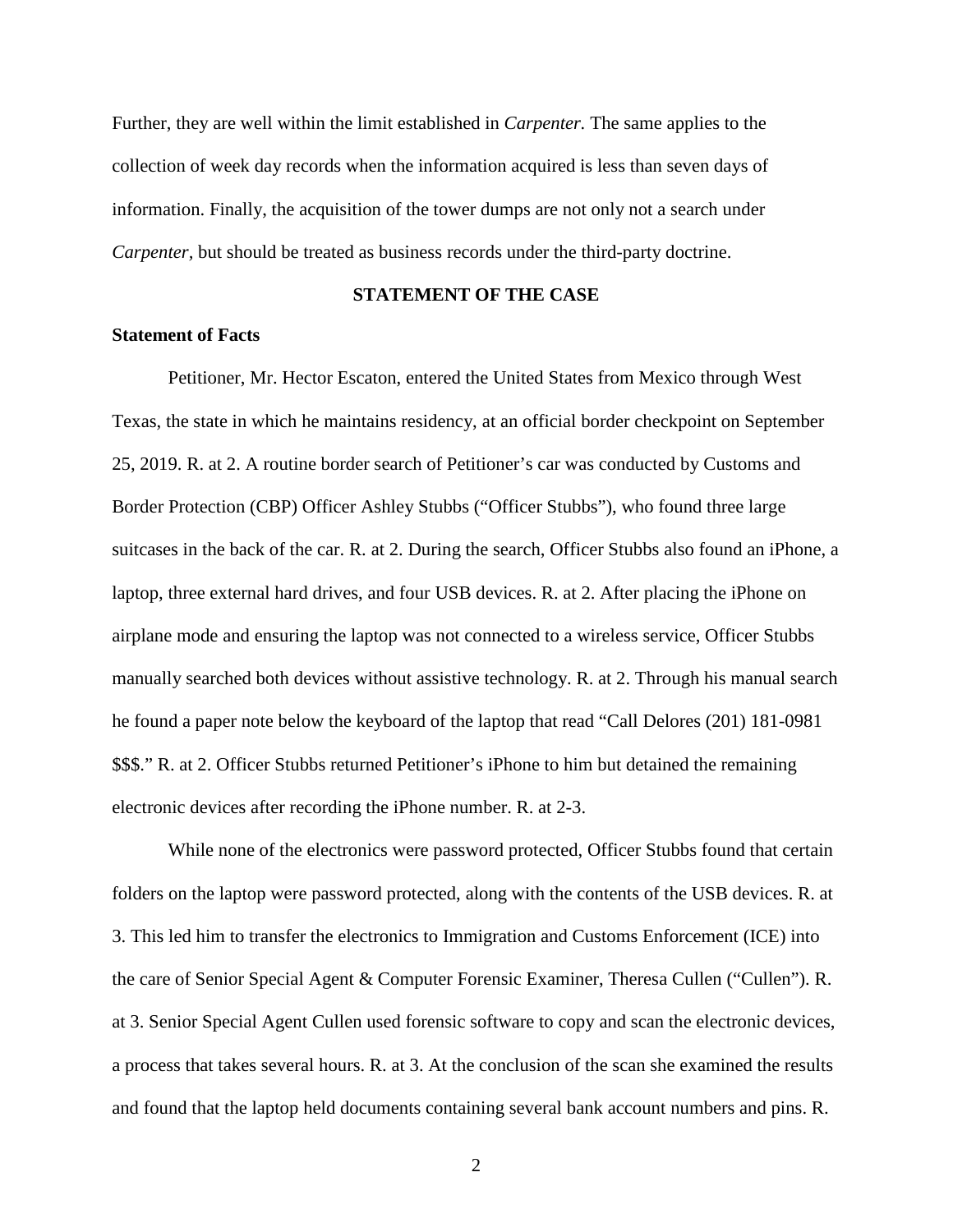Further, they are well within the limit established in *Carpenter.* The same applies to the collection of week day records when the information acquired is less than seven days of information. Finally, the acquisition of the tower dumps are not only not a search under *Carpenter*, but should be treated as business records under the third-party doctrine.

## STATEMENT OF THE CASE

### Statement of Facts

Petitioner, Mr. Hector Escaton, entered the United States from Mexico through West Texas, the state in which he maintains residency, at an official border checkpoint on September 25, 2019. R. at 2. A routine border search of Petitioner's car was conducted by Customs and Border Protection (CBP) Officer Ashley Stubbs ("Officer Stubbs"), who found three large suitcases in the back of the car. R. at 2. During the search, Officer Stubbs also found an iPhone, a laptop, three external hard drives, and four USB devices. R. at 2. After placing the iPhone on airplane mode and ensuring the laptop was not connected to a wireless service, Officer Stubbs manually searched both devices without assistive technology. R. at 2. Through his manual search he found a paper note below the keyboard of the laptop that read "Call Delores (201) 181-0981 $$$." R. at 2. Officer Stubbs returned Petitioner's iPhone to him but detained the remaining electronic devices after recording the iPhone number. R. at 2-3.

While none of the electronics were password protected, Officer Stubbs found that certain folders on the laptop were password protected, along with the contents of the USB devices. R. at 3. This led him to transfer the electronics to Immigration and Customs Enforcement (ICE) into the care of Senior Special Agent & Computer Forensic Examiner, Theresa Cullen ("Cullen"). R. at 3. Senior Special Agent Cullen used forensic software to copy and scan the electronic devices, a process that takes several hours. R. at 3. At the conclusion of the scan she examined the results and found that the laptop held documents containing several bank account numbers and pins. R.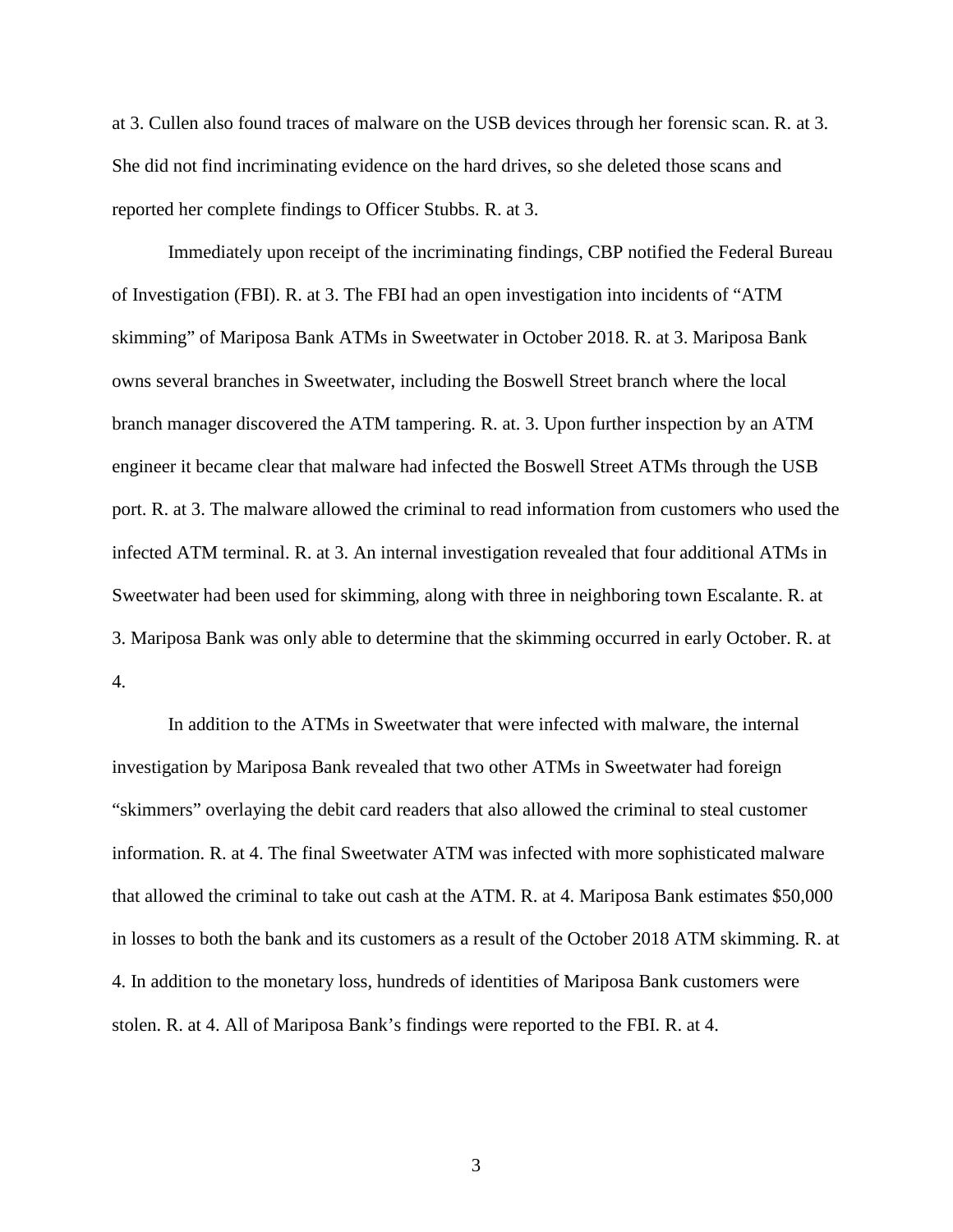at 3. Cullen also found traces of malware on the USB devices through her forensic scan. R. at 3. She did not find incriminating evidence on the hard drives, so she deleted those scans and reported her complete findings to Officer Stubbs. R. at 3.

Immediately upon receipt of the incriminating findings, CBP notified the Federal Bureau of Investigation (FBI). R. at 3. The FBI had an open investigation into incidents of "ATM skimming" of Mariposa Bank ATMs in Sweetwater in October 2018. R. at 3. Mariposa Bank owns several branches in Sweetwater, including the Boswell Street branch where the local branch manager discovered the ATM tampering. R. at. 3. Upon further inspection by an ATM engineer it became clear that malware had infected the Boswell Street ATMs through the USB port. R. at 3. The malware allowed the criminal to read information from customers who used the infected ATM terminal. R. at 3. An internal investigation revealed that four additional ATMs in Sweetwater had been used for skimming, along with three in neighboring town Escalante. R. at 3. Mariposa Bank was only able to determine that the skimming occurred in early October. R. at 4.

In addition to the ATMs in Sweetwater that were infected with malware, the internal investigation by Mariposa Bank revealed that two other ATMs in Sweetwater had foreign "skimmers" overlaying the debit card readers that also allowed the criminal to steal customer information. R. at 4. The final Sweetwater ATM was infected with more sophisticated malware that allowed the criminal to take out cash at the ATM. R. at 4. Mariposa Bank estimates $50,000 in losses to both the bank and its customers as a result of the October 2018 ATM skimming. R. at 4. In addition to the monetary loss, hundreds of identities of Mariposa Bank customers were stolen. R. at 4. All of Mariposa Bank's findings were reported to the FBI. R. at 4.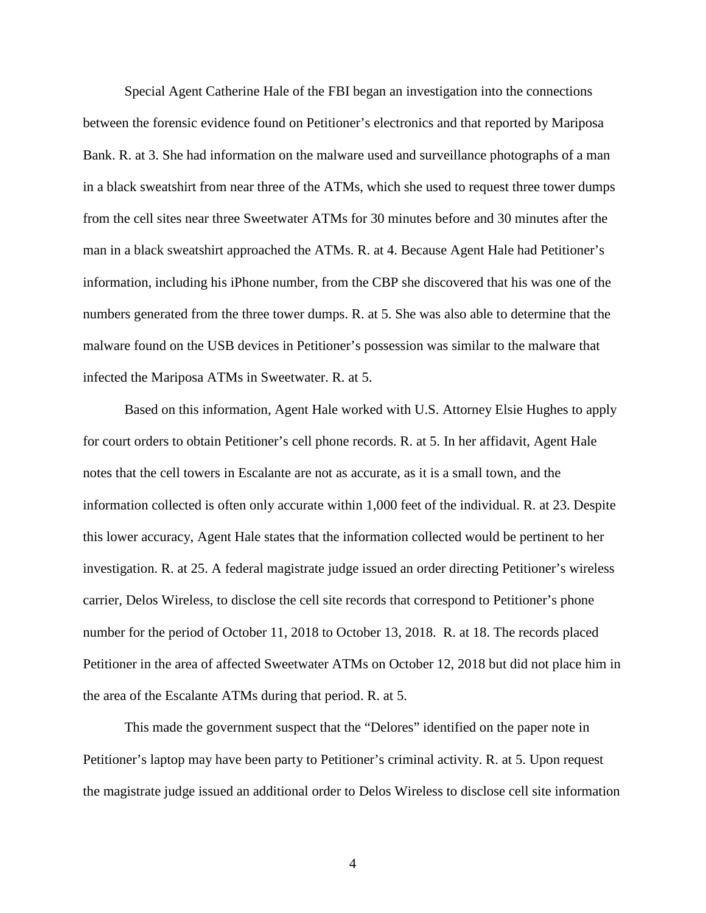Special Agent Catherine Hale of the FBI began an investigation into the connections between the forensic evidence found on Petitioner's electronics and that reported by Mariposa Bank. R. at 3. She had information on the malware used and surveillance photographs of a man in a black sweatshirt from near three of the ATMs, which she used to request three tower dumps from the cell sites near three Sweetwater ATMs for 30 minutes before and 30 minutes after the man in a black sweatshirt approached the ATMs. R. at 4. Because Agent Hale had Petitioner's information, including his iPhone number, from the CBP she discovered that his was one of the numbers generated from the three tower dumps. R. at 5. She was also able to determine that the malware found on the USB devices in Petitioner's possession was similar to the malware that infected the Mariposa ATMs in Sweetwater. R. at 5.

Based on this information, Agent Hale worked with U.S. Attorney Elsie Hughes to apply for court orders to obtain Petitioner's cell phone records. R. at 5. In her affidavit, Agent Hale notes that the cell towers in Escalante are not as accurate, as it is a small town, and the information collected is often only accurate within 1,000 feet of the individual. R. at 23. Despite this lower accuracy, Agent Hale states that the information collected would be pertinent to her investigation. R. at 25. A federal magistrate judge issued an order directing Petitioner's wireless carrier, Delos Wireless, to disclose the cell site records that correspond to Petitioner's phone number for the period of October 11, 2018 to October 13, 2018. R. at 18. The records placed Petitioner in the area of affected Sweetwater ATMs on October 12, 2018 but did not place him in the area of the Escalante ATMs during that period. R. at 5.

This made the government suspect that the "Delores" identified on the paper note in Petitioner's laptop may have been party to Petitioner's criminal activity. R. at 5. Upon request the magistrate judge issued an additional order to Delos Wireless to disclose cell site information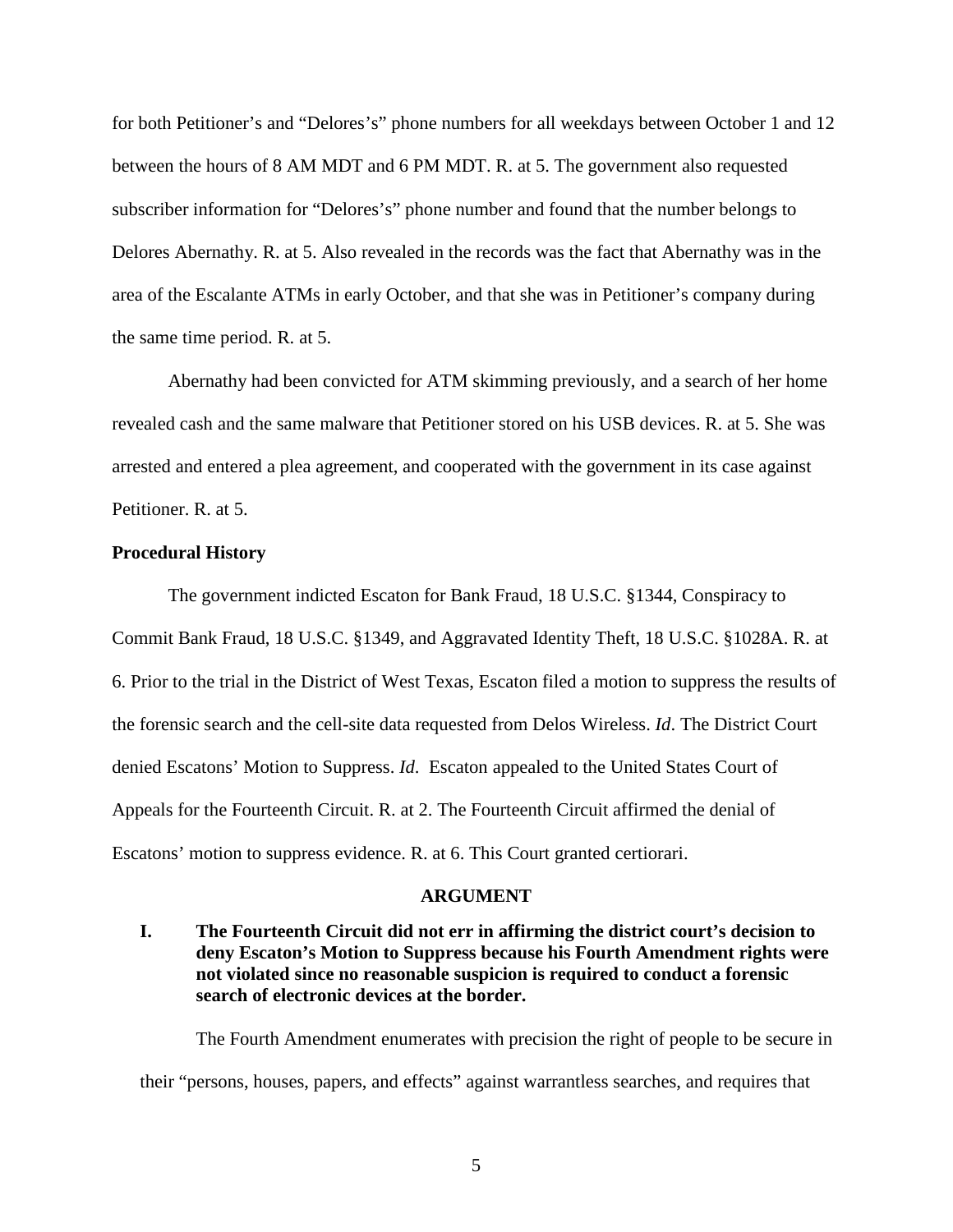for both Petitioner's and "Delores's" phone numbers for all weekdays between October 1 and 12 between the hours of 8 AM MDT and 6 PM MDT. R. at 5. The government also requested subscriber information for "Delores's" phone number and found that the number belongs to Delores Abernathy. R. at 5. Also revealed in the records was the fact that Abernathy was in the area of the Escalante ATMs in early October, and that she was in Petitioner's company during the same time period. R. at 5.

Abernathy had been convicted for ATM skimming previously, and a search of her home revealed cash and the same malware that Petitioner stored on his USB devices. R. at 5. She was arrested and entered a plea agreement, and cooperated with the government in its case against Petitioner. R. at 5.

**Procedural History**

The government indicted Escaton for Bank Fraud, 18 U.S.C. §1344, Conspiracy to Commit Bank Fraud, 18 U.S.C. §1349, and Aggravated Identity Theft, 18 U.S.C. §1028A. R. at 6. Prior to the trial in the District of West Texas, Escaton filed a motion to suppress the results of the forensic search and the cell-site data requested from Delos Wireless. *Id*. The District Court denied Escatons' Motion to Suppress. *Id*. Escaton appealed to the United States Court of Appeals for the Fourteenth Circuit. R. at 2. The Fourteenth Circuit affirmed the denial of Escatons' motion to suppress evidence. R. at 6. This Court granted certiorari.

## ARGUMENT

### I. The Fourteenth Circuit did not err in affirming the district court's decision to deny Escaton's Motion to Suppress because his Fourth Amendment rights were not violated since no reasonable suspicion is required to conduct a forensic search of electronic devices at the border.

The Fourth Amendment enumerates with precision the right of people to be secure in their "persons, houses, papers, and effects" against warrantless searches, and requires that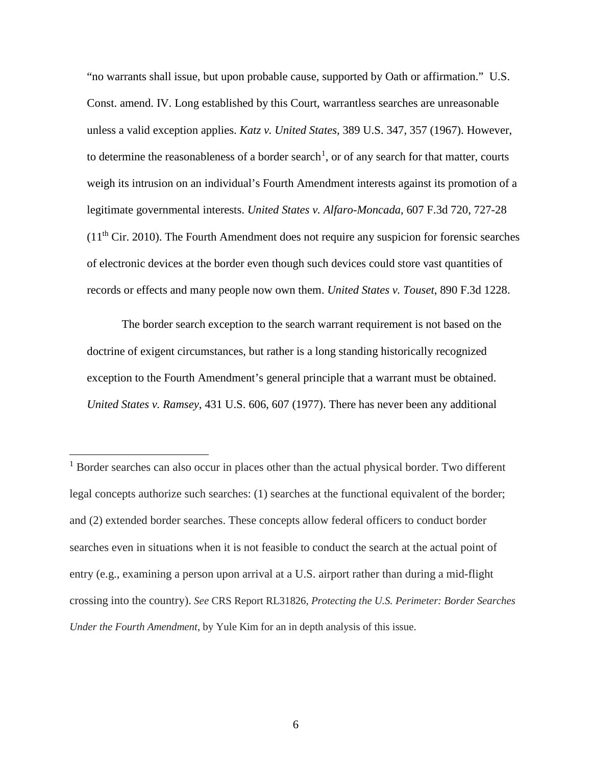"no warrants shall issue, but upon probable cause, supported by Oath or affirmation." U.S. Const. amend. IV. Long established by this Court, warrantless searches are unreasonable unless a valid exception applies. *Katz v. United States*, 389 U.S. 347, 357 (1967). However, to determine the reasonableness of a border search[1], or of any search for that matter, courts weigh its intrusion on an individual's Fourth Amendment interests against its promotion of a legitimate governmental interests. *United States v. Alfaro-Moncada*, 607 F.3d 720, 727-28 (11th Cir. 2010). The Fourth Amendment does not require any suspicion for forensic searches of electronic devices at the border even though such devices could store vast quantities of records or effects and many people now own them. *United States v. Touset*, 890 F.3d 1228.

The border search exception to the search warrant requirement is not based on the doctrine of exigent circumstances, but rather is a long standing historically recognized exception to the Fourth Amendment's general principle that a warrant must be obtained. *United States v. Ramsey*, 431 U.S. 606, 607 (1977). There has never been any additional

---

[1] Border searches can also occur in places other than the actual physical border. Two different legal concepts authorize such searches: (1) searches at the functional equivalent of the border; and (2) extended border searches. These concepts allow federal officers to conduct border searches even in situations when it is not feasible to conduct the search at the actual point of entry (e.g., examining a person upon arrival at a U.S. airport rather than during a mid-flight crossing into the country). *See* CRS Report RL31826, *Protecting the U.S. Perimeter: Border Searches Under the Fourth Amendment*, by Yule Kim for an in depth analysis of this issue.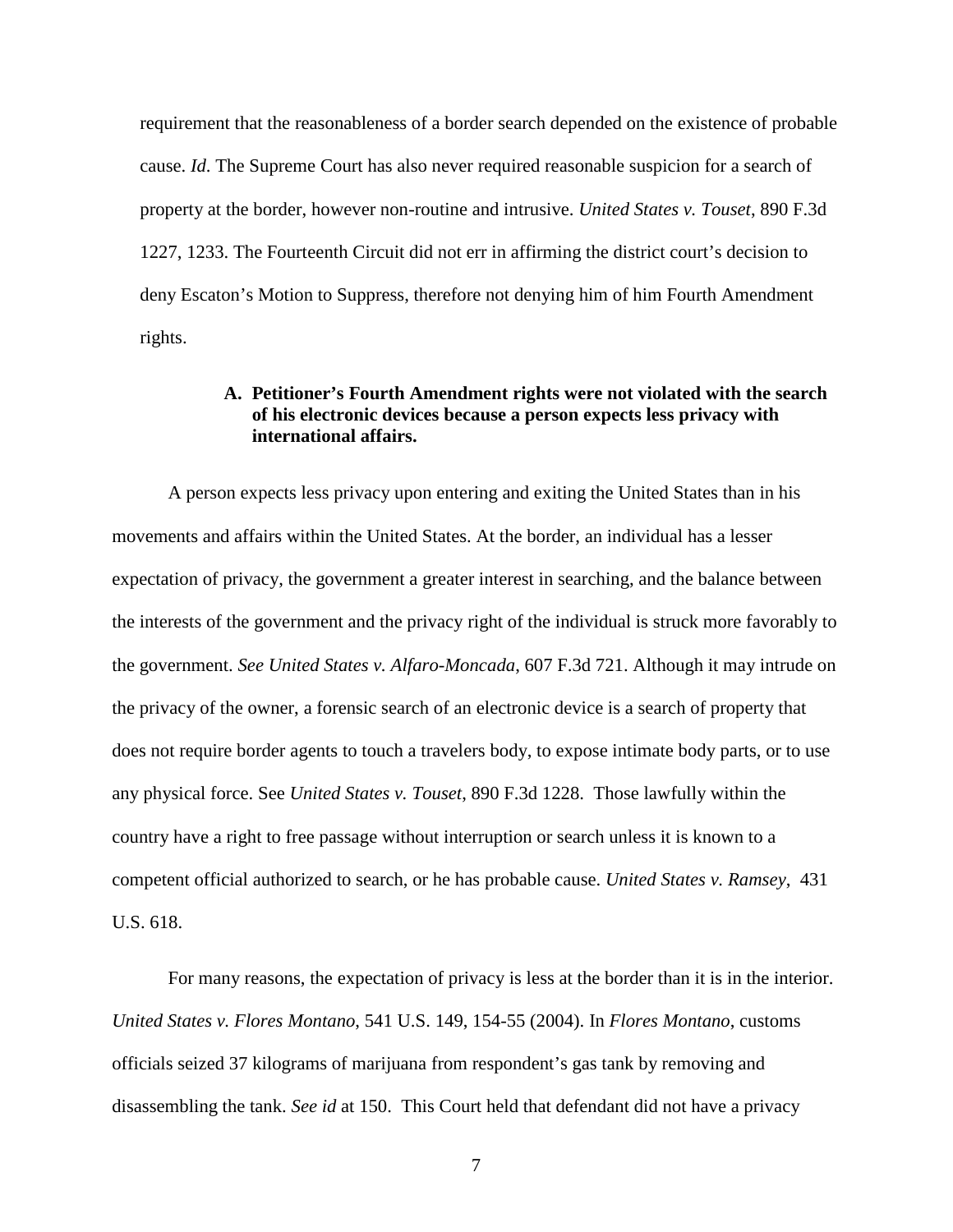requirement that the reasonableness of a border search depended on the existence of probable cause. *Id*. The Supreme Court has also never required reasonable suspicion for a search of property at the border, however non-routine and intrusive. *United States v. Touset*, 890 F.3d 1227, 1233. The Fourteenth Circuit did not err in affirming the district court's decision to deny Escaton's Motion to Suppress, therefore not denying him of him Fourth Amendment rights.

### A. Petitioner's Fourth Amendment rights were not violated with the search of his electronic devices because a person expects less privacy with international affairs.

A person expects less privacy upon entering and exiting the United States than in his movements and affairs within the United States. At the border, an individual has a lesser expectation of privacy, the government a greater interest in searching, and the balance between the interests of the government and the privacy right of the individual is struck more favorably to the government. *See United States v. Alfaro-Moncada*, 607 F.3d 721. Although it may intrude on the privacy of the owner, a forensic search of an electronic device is a search of property that does not require border agents to touch a travelers body, to expose intimate body parts, or to use any physical force. See *United States v. Touset*, 890 F.3d 1228. Those lawfully within the country have a right to free passage without interruption or search unless it is known to a competent official authorized to search, or he has probable cause. *United States v. Ramsey*, 431 U.S. 618.

For many reasons, the expectation of privacy is less at the border than it is in the interior. *United States v. Flores Montano*, 541 U.S. 149, 154-55 (2004). In *Flores Montano*, customs officials seized 37 kilograms of marijuana from respondent's gas tank by removing and disassembling the tank. *See id* at 150. This Court held that defendant did not have a privacy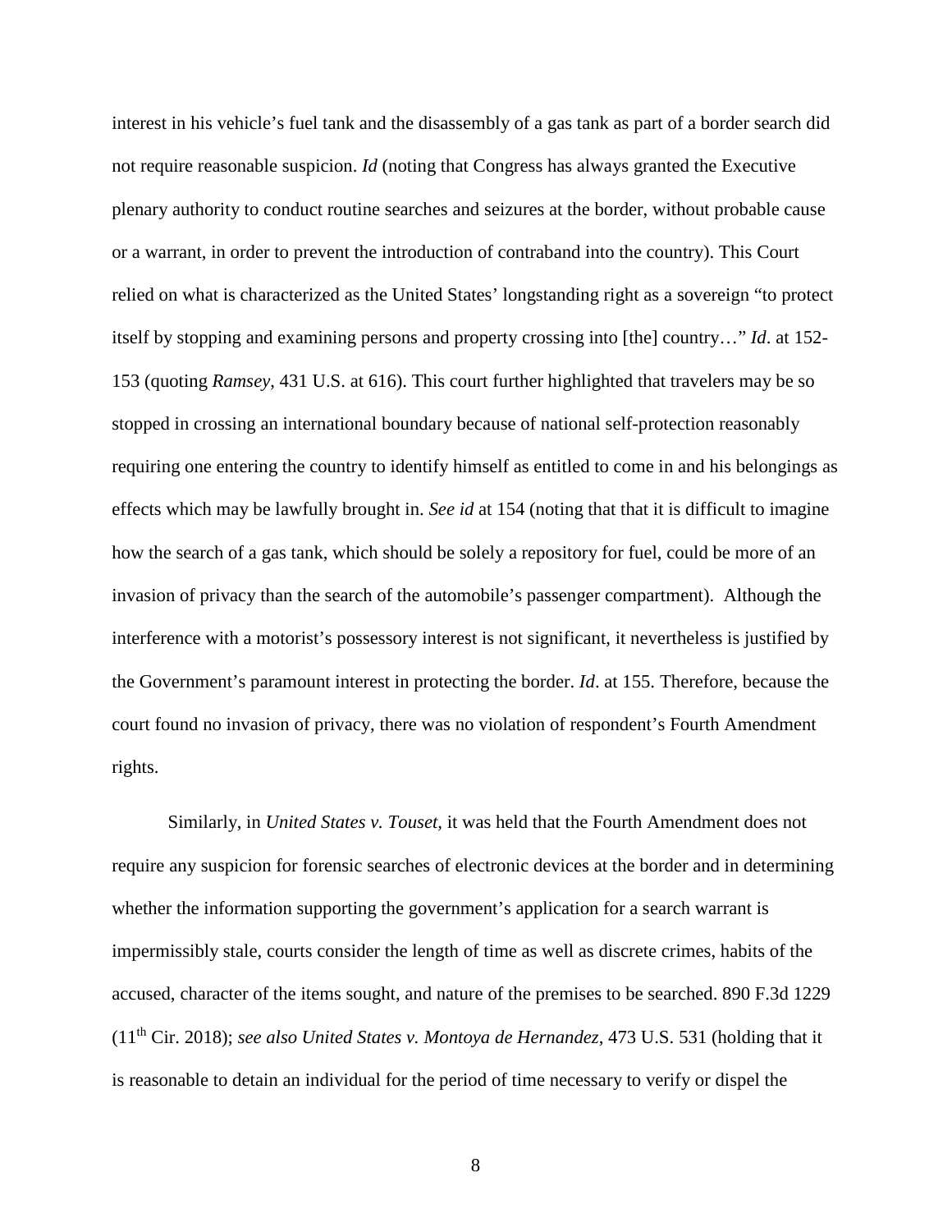interest in his vehicle's fuel tank and the disassembly of a gas tank as part of a border search did not require reasonable suspicion. *Id* (noting that Congress has always granted the Executive plenary authority to conduct routine searches and seizures at the border, without probable cause or a warrant, in order to prevent the introduction of contraband into the country). This Court relied on what is characterized as the United States' longstanding right as a sovereign "to protect itself by stopping and examining persons and property crossing into [the] country…" *Id*. at 152-153 (quoting *Ramsey*, 431 U.S. at 616). This court further highlighted that travelers may be so stopped in crossing an international boundary because of national self-protection reasonably requiring one entering the country to identify himself as entitled to come in and his belongings as effects which may be lawfully brought in. *See id* at 154 (noting that that it is difficult to imagine how the search of a gas tank, which should be solely a repository for fuel, could be more of an invasion of privacy than the search of the automobile's passenger compartment). Although the interference with a motorist's possessory interest is not significant, it nevertheless is justified by the Government's paramount interest in protecting the border. *Id*. at 155. Therefore, because the court found no invasion of privacy, there was no violation of respondent's Fourth Amendment rights.

Similarly, in *United States v. Touset*, it was held that the Fourth Amendment does not require any suspicion for forensic searches of electronic devices at the border and in determining whether the information supporting the government's application for a search warrant is impermissibly stale, courts consider the length of time as well as discrete crimes, habits of the accused, character of the items sought, and nature of the premises to be searched. 890 F.3d 1229 (11th Cir. 2018); *see also United States v. Montoya de Hernandez*, 473 U.S. 531 (holding that it is reasonable to detain an individual for the period of time necessary to verify or dispel the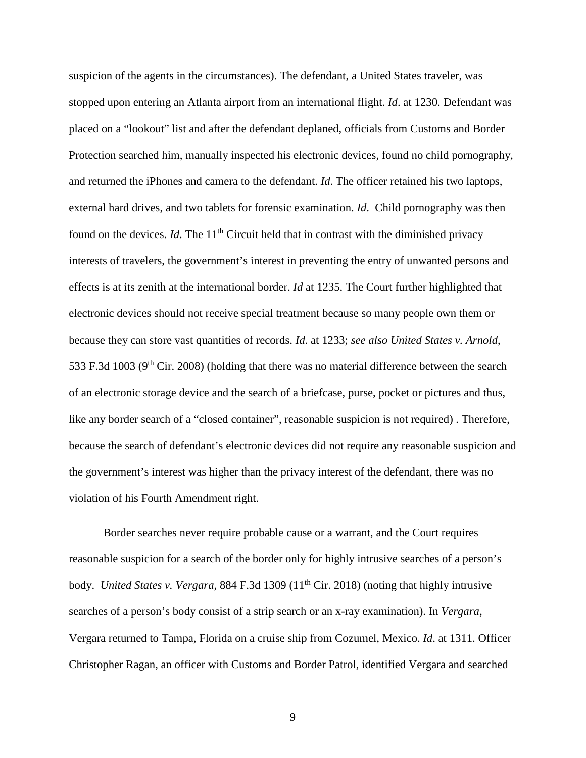suspicion of the agents in the circumstances). The defendant, a United States traveler, was stopped upon entering an Atlanta airport from an international flight. *Id*. at 1230. Defendant was placed on a "lookout" list and after the defendant deplaned, officials from Customs and Border Protection searched him, manually inspected his electronic devices, found no child pornography, and returned the iPhones and camera to the defendant. *Id*. The officer retained his two laptops, external hard drives, and two tablets for forensic examination. *Id*. Child pornography was then found on the devices. *Id*. The 11th Circuit held that in contrast with the diminished privacy interests of travelers, the government's interest in preventing the entry of unwanted persons and effects is at its zenith at the international border. *Id* at 1235. The Court further highlighted that electronic devices should not receive special treatment because so many people own them or because they can store vast quantities of records. *Id*. at 1233; *see also United States v. Arnold*, 533 F.3d 1003 (9th Cir. 2008) (holding that there was no material difference between the search of an electronic storage device and the search of a briefcase, purse, pocket or pictures and thus, like any border search of a "closed container", reasonable suspicion is not required) . Therefore, because the search of defendant's electronic devices did not require any reasonable suspicion and the government's interest was higher than the privacy interest of the defendant, there was no violation of his Fourth Amendment right.

Border searches never require probable cause or a warrant, and the Court requires reasonable suspicion for a search of the border only for highly intrusive searches of a person's body. *United States v. Vergara*, 884 F.3d 1309 (11th Cir. 2018) (noting that highly intrusive searches of a person's body consist of a strip search or an x-ray examination). In *Vergara*, Vergara returned to Tampa, Florida on a cruise ship from Cozumel, Mexico. *Id*. at 1311. Officer Christopher Ragan, an officer with Customs and Border Patrol, identified Vergara and searched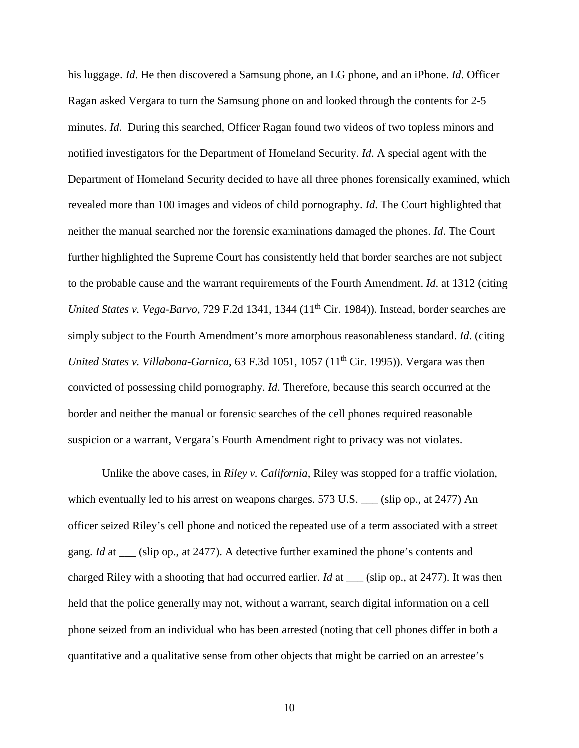his luggage. *Id*. He then discovered a Samsung phone, an LG phone, and an iPhone. *Id*. Officer Ragan asked Vergara to turn the Samsung phone on and looked through the contents for 2-5 minutes. *Id*. During this searched, Officer Ragan found two videos of two topless minors and notified investigators for the Department of Homeland Security. *Id*. A special agent with the Department of Homeland Security decided to have all three phones forensically examined, which revealed more than 100 images and videos of child pornography. *Id*. The Court highlighted that neither the manual searched nor the forensic examinations damaged the phones. *Id*. The Court further highlighted the Supreme Court has consistently held that border searches are not subject to the probable cause and the warrant requirements of the Fourth Amendment. *Id*. at 1312 (citing *United States v. Vega-Barvo*, 729 F.2d 1341, 1344 (11th Cir. 1984)). Instead, border searches are simply subject to the Fourth Amendment's more amorphous reasonableness standard. *Id*. (citing *United States v. Villabona-Garnica*, 63 F.3d 1051, 1057 (11th Cir. 1995)). Vergara was then convicted of possessing child pornography. *Id*. Therefore, because this search occurred at the border and neither the manual or forensic searches of the cell phones required reasonable suspicion or a warrant, Vergara's Fourth Amendment right to privacy was not violates.

Unlike the above cases, in *Riley v. California*, Riley was stopped for a traffic violation, which eventually led to his arrest on weapons charges. 573 U.S. ___ (slip op., at 2477) An officer seized Riley's cell phone and noticed the repeated use of a term associated with a street gang. *Id* at ___ (slip op., at 2477). A detective further examined the phone's contents and charged Riley with a shooting that had occurred earlier. *Id* at ___ (slip op., at 2477). It was then held that the police generally may not, without a warrant, search digital information on a cell phone seized from an individual who has been arrested (noting that cell phones differ in both a quantitative and a qualitative sense from other objects that might be carried on an arrestee's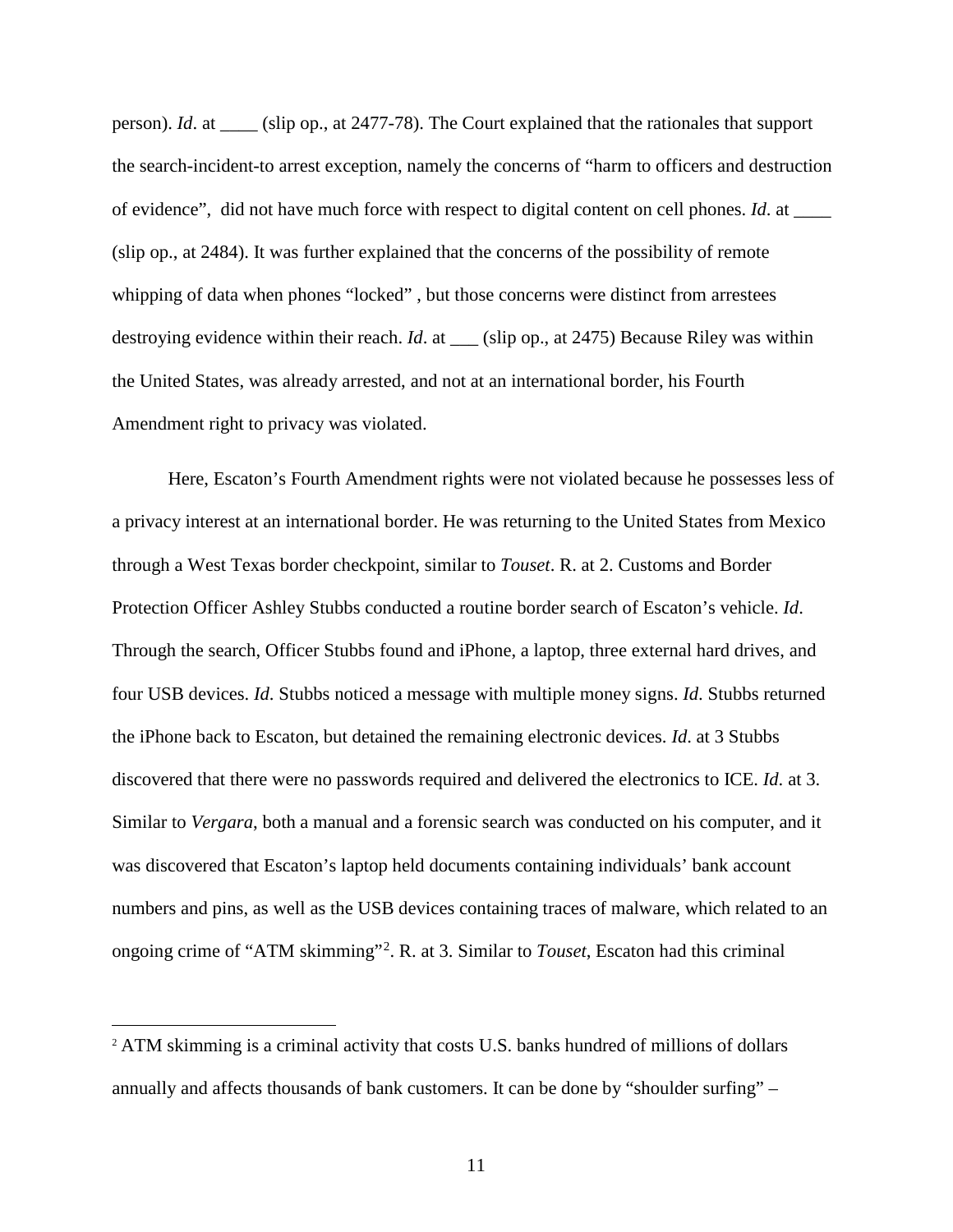person). *Id*. at ____ (slip op., at 2477-78). The Court explained that the rationales that support the search-incident-to arrest exception, namely the concerns of "harm to officers and destruction of evidence", did not have much force with respect to digital content on cell phones. *Id*. at ____ (slip op., at 2484). It was further explained that the concerns of the possibility of remote whipping of data when phones "locked" , but those concerns were distinct from arrestees destroying evidence within their reach. *Id*. at ___ (slip op., at 2475) Because Riley was within the United States, was already arrested, and not at an international border, his Fourth Amendment right to privacy was violated.

Here, Escaton's Fourth Amendment rights were not violated because he possesses less of a privacy interest at an international border. He was returning to the United States from Mexico through a West Texas border checkpoint, similar to *Touset*. R. at 2. Customs and Border Protection Officer Ashley Stubbs conducted a routine border search of Escaton's vehicle. *Id*. Through the search, Officer Stubbs found and iPhone, a laptop, three external hard drives, and four USB devices. *Id*. Stubbs noticed a message with multiple money signs. *Id*. Stubbs returned the iPhone back to Escaton, but detained the remaining electronic devices. *Id*. at 3 Stubbs discovered that there were no passwords required and delivered the electronics to ICE. *Id*. at 3. Similar to *Vergara*, both a manual and a forensic search was conducted on his computer, and it was discovered that Escaton's laptop held documents containing individuals' bank account numbers and pins, as well as the USB devices containing traces of malware, which related to an ongoing crime of "ATM skimming"[2]. R. at 3. Similar to *Touset*, Escaton had this criminal

[2] ATM skimming is a criminal activity that costs U.S. banks hundred of millions of dollars annually and affects thousands of bank customers. It can be done by "shoulder surfing" –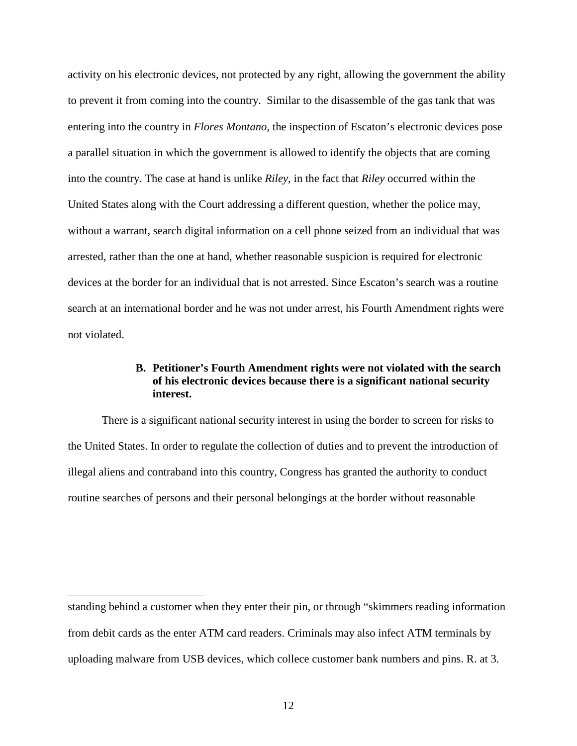activity on his electronic devices, not protected by any right, allowing the government the ability to prevent it from coming into the country. Similar to the disassemble of the gas tank that was entering into the country in *Flores Montano,* the inspection of Escaton's electronic devices pose a parallel situation in which the government is allowed to identify the objects that are coming into the country. The case at hand is unlike *Riley*, in the fact that *Riley* occurred within the United States along with the Court addressing a different question, whether the police may, without a warrant, search digital information on a cell phone seized from an individual that was arrested, rather than the one at hand, whether reasonable suspicion is required for electronic devices at the border for an individual that is not arrested. Since Escaton's search was a routine search at an international border and he was not under arrest, his Fourth Amendment rights were not violated.

### B. Petitioner's Fourth Amendment rights were not violated with the search of his electronic devices because there is a significant national security interest.

There is a significant national security interest in using the border to screen for risks to the United States. In order to regulate the collection of duties and to prevent the introduction of illegal aliens and contraband into this country, Congress has granted the authority to conduct routine searches of persons and their personal belongings at the border without reasonable

---

standing behind a customer when they enter their pin, or through "skimmers reading information from debit cards as the enter ATM card readers. Criminals may also infect ATM terminals by uploading malware from USB devices, which collece customer bank numbers and pins. R. at 3.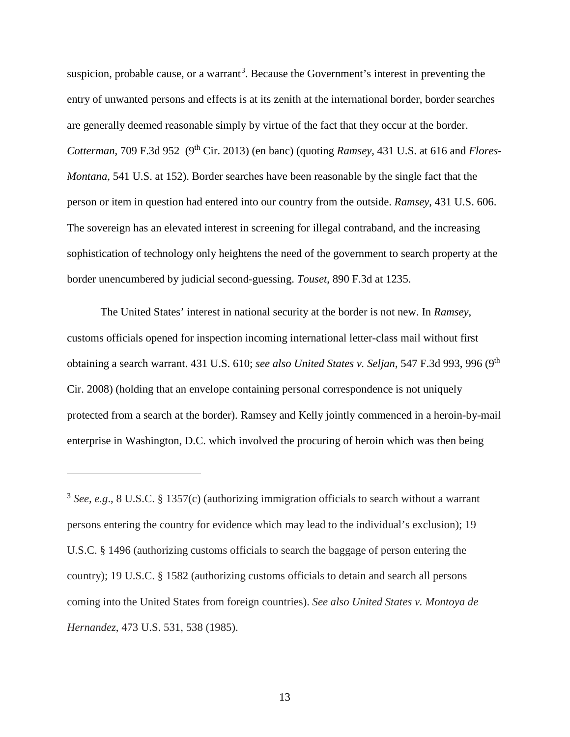suspicion, probable cause, or a warrant[3]. Because the Government's interest in preventing the entry of unwanted persons and effects is at its zenith at the international border, border searches are generally deemed reasonable simply by virtue of the fact that they occur at the border. *Cotterman*, 709 F.3d 952 (9th Cir. 2013) (en banc) (quoting *Ramsey*, 431 U.S. at 616 and *Flores-Montana*, 541 U.S. at 152). Border searches have been reasonable by the single fact that the person or item in question had entered into our country from the outside. *Ramsey*, 431 U.S. 606. The sovereign has an elevated interest in screening for illegal contraband, and the increasing sophistication of technology only heightens the need of the government to search property at the border unencumbered by judicial second-guessing. *Touset*, 890 F.3d at 1235.

The United States' interest in national security at the border is not new. In *Ramsey*, customs officials opened for inspection incoming international letter-class mail without first obtaining a search warrant. 431 U.S. 610; *see also United States v. Seljan*, 547 F.3d 993, 996 (9th Cir. 2008) (holding that an envelope containing personal correspondence is not uniquely protected from a search at the border). Ramsey and Kelly jointly commenced in a heroin-by-mail enterprise in Washington, D.C. which involved the procuring of heroin which was then being

---

[3] *See, e.g*., 8 U.S.C. § 1357(c) (authorizing immigration officials to search without a warrant persons entering the country for evidence which may lead to the individual's exclusion); 19 U.S.C. § 1496 (authorizing customs officials to search the baggage of person entering the country); 19 U.S.C. § 1582 (authorizing customs officials to detain and search all persons coming into the United States from foreign countries). *See also United States v. Montoya de Hernandez*, 473 U.S. 531, 538 (1985).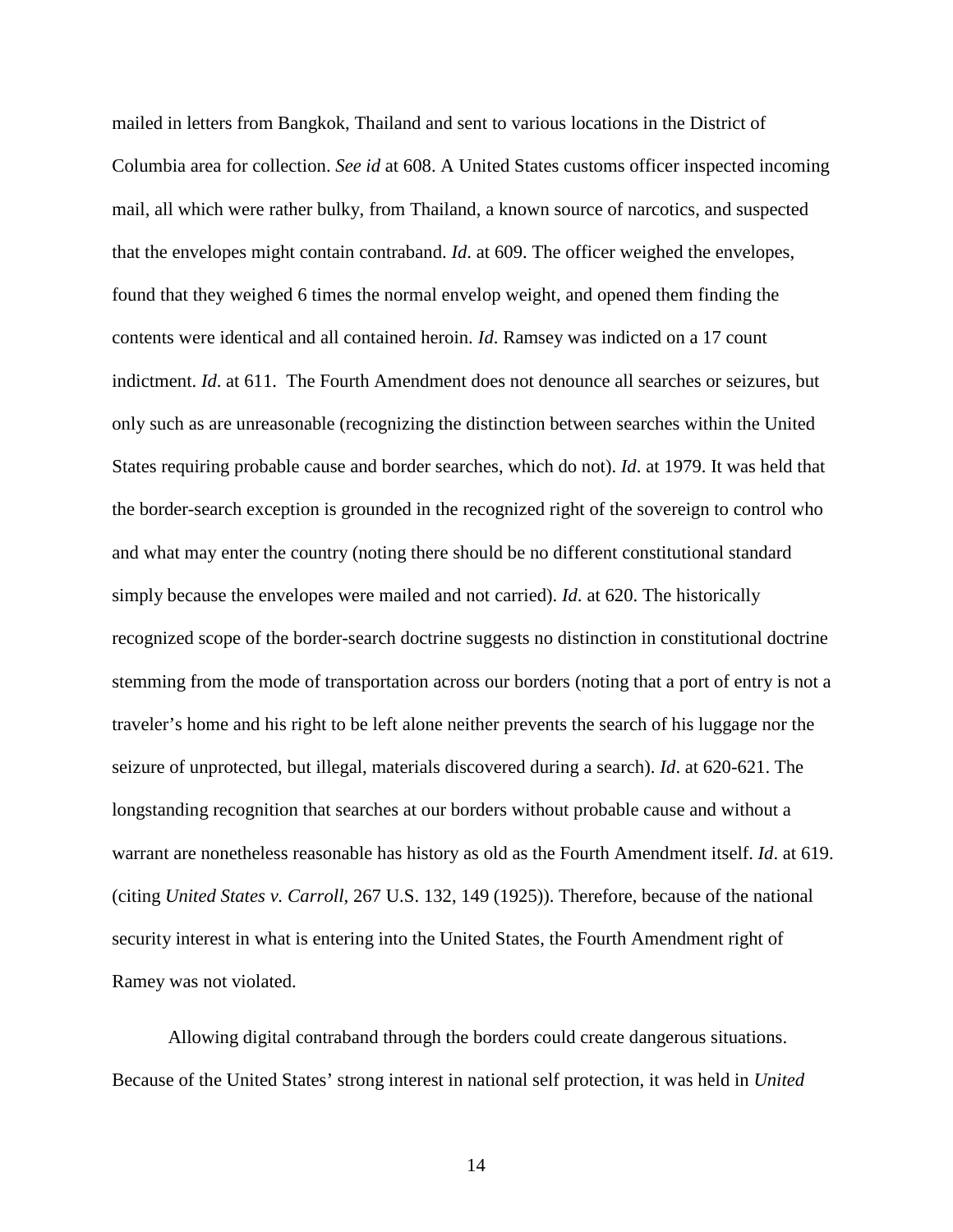mailed in letters from Bangkok, Thailand and sent to various locations in the District of Columbia area for collection. *See id* at 608. A United States customs officer inspected incoming mail, all which were rather bulky, from Thailand, a known source of narcotics, and suspected that the envelopes might contain contraband. *Id*. at 609. The officer weighed the envelopes, found that they weighed 6 times the normal envelop weight, and opened them finding the contents were identical and all contained heroin. *Id*. Ramsey was indicted on a 17 count indictment. *Id*. at 611. The Fourth Amendment does not denounce all searches or seizures, but only such as are unreasonable (recognizing the distinction between searches within the United States requiring probable cause and border searches, which do not). *Id*. at 1979. It was held that the border-search exception is grounded in the recognized right of the sovereign to control who and what may enter the country (noting there should be no different constitutional standard simply because the envelopes were mailed and not carried). *Id.* at 620. The historically recognized scope of the border-search doctrine suggests no distinction in constitutional doctrine stemming from the mode of transportation across our borders (noting that a port of entry is not a traveler's home and his right to be left alone neither prevents the search of his luggage nor the seizure of unprotected, but illegal, materials discovered during a search). *Id*. at 620-621. The longstanding recognition that searches at our borders without probable cause and without a warrant are nonetheless reasonable has history as old as the Fourth Amendment itself. *Id*. at 619. (citing *United States v. Carroll*, 267 U.S. 132, 149 (1925)). Therefore, because of the national security interest in what is entering into the United States, the Fourth Amendment right of Ramey was not violated.

Allowing digital contraband through the borders could create dangerous situations. Because of the United States' strong interest in national self protection, it was held in *United*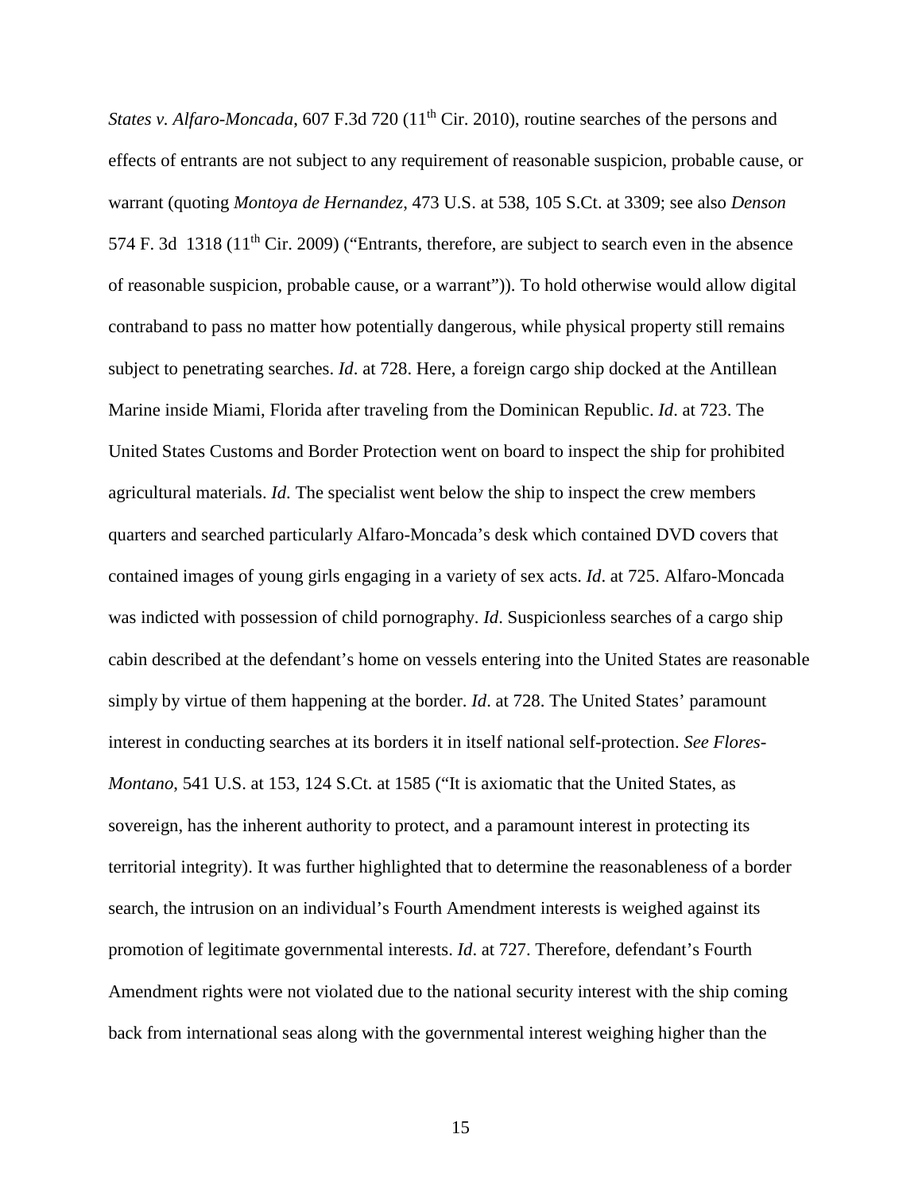*States v. Alfaro-Moncada*, 607 F.3d 720 (11th Cir. 2010), routine searches of the persons and effects of entrants are not subject to any requirement of reasonable suspicion, probable cause, or warrant (quoting *Montoya de Hernandez*, 473 U.S. at 538, 105 S.Ct. at 3309; see also *Denson* 574 F. 3d 1318 (11th Cir. 2009) ("Entrants, therefore, are subject to search even in the absence of reasonable suspicion, probable cause, or a warrant")). To hold otherwise would allow digital contraband to pass no matter how potentially dangerous, while physical property still remains subject to penetrating searches. *Id*. at 728. Here, a foreign cargo ship docked at the Antillean Marine inside Miami, Florida after traveling from the Dominican Republic. *Id*. at 723. The United States Customs and Border Protection went on board to inspect the ship for prohibited agricultural materials. *Id*. The specialist went below the ship to inspect the crew members quarters and searched particularly Alfaro-Moncada's desk which contained DVD covers that contained images of young girls engaging in a variety of sex acts. *Id*. at 725. Alfaro-Moncada was indicted with possession of child pornography. *Id*. Suspicionless searches of a cargo ship cabin described at the defendant's home on vessels entering into the United States are reasonable simply by virtue of them happening at the border. *Id*. at 728. The United States' paramount interest in conducting searches at its borders it in itself national self-protection. *See Flores-Montano*, 541 U.S. at 153, 124 S.Ct. at 1585 ("It is axiomatic that the United States, as sovereign, has the inherent authority to protect, and a paramount interest in protecting its territorial integrity). It was further highlighted that to determine the reasonableness of a border search, the intrusion on an individual's Fourth Amendment interests is weighed against its promotion of legitimate governmental interests. *Id*. at 727. Therefore, defendant's Fourth Amendment rights were not violated due to the national security interest with the ship coming back from international seas along with the governmental interest weighing higher than the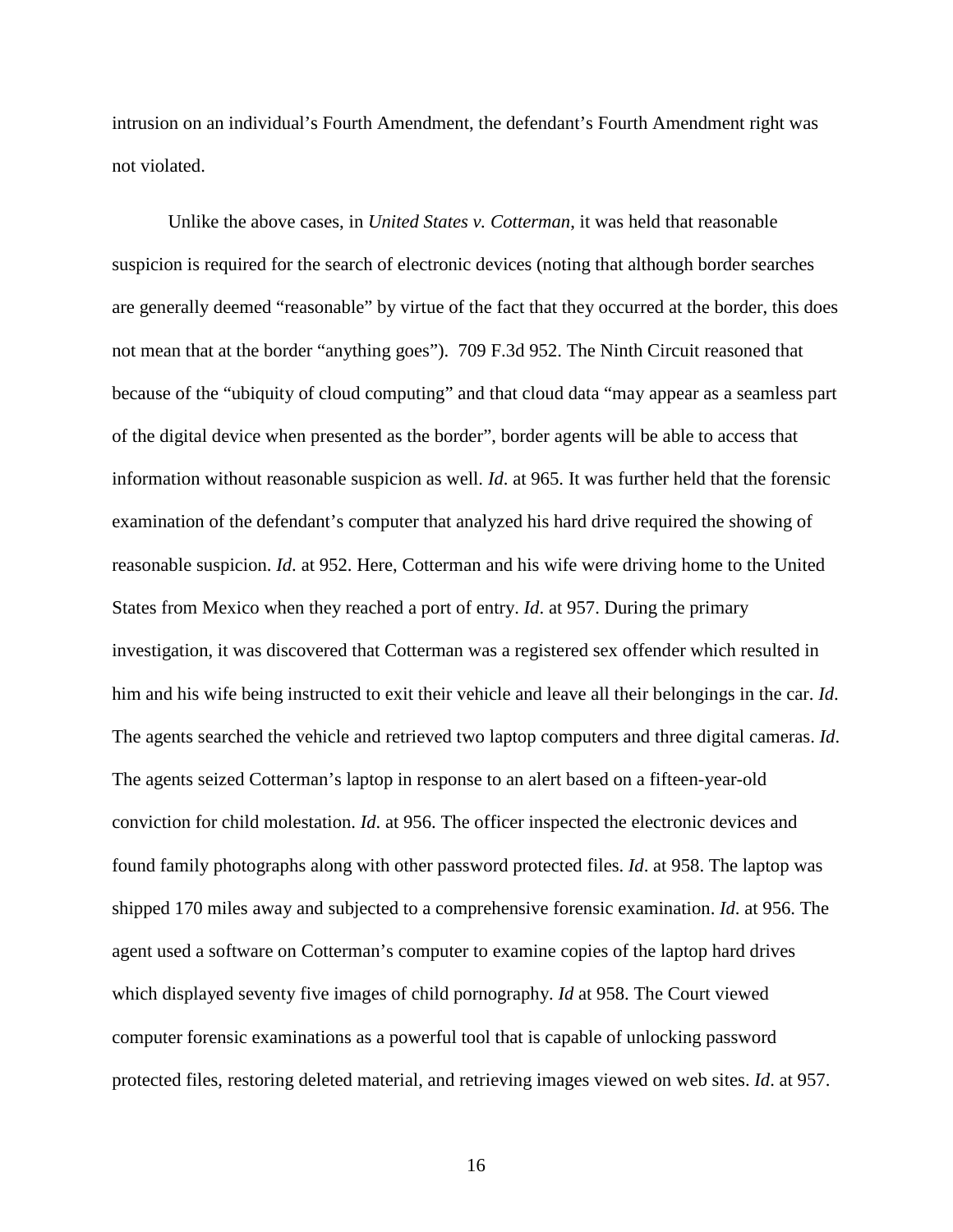intrusion on an individual's Fourth Amendment, the defendant's Fourth Amendment right was not violated.

Unlike the above cases, in *United States v. Cotterman*, it was held that reasonable suspicion is required for the search of electronic devices (noting that although border searches are generally deemed "reasonable" by virtue of the fact that they occurred at the border, this does not mean that at the border "anything goes"). 709 F.3d 952. The Ninth Circuit reasoned that because of the "ubiquity of cloud computing" and that cloud data "may appear as a seamless part of the digital device when presented as the border", border agents will be able to access that information without reasonable suspicion as well. *Id*. at 965. It was further held that the forensic examination of the defendant's computer that analyzed his hard drive required the showing of reasonable suspicion. *Id*. at 952. Here, Cotterman and his wife were driving home to the United States from Mexico when they reached a port of entry. *Id*. at 957. During the primary investigation, it was discovered that Cotterman was a registered sex offender which resulted in him and his wife being instructed to exit their vehicle and leave all their belongings in the car. *Id*. The agents searched the vehicle and retrieved two laptop computers and three digital cameras. *Id*. The agents seized Cotterman's laptop in response to an alert based on a fifteen-year-old conviction for child molestation. *Id*. at 956. The officer inspected the electronic devices and found family photographs along with other password protected files. *Id*. at 958. The laptop was shipped 170 miles away and subjected to a comprehensive forensic examination. *Id*. at 956. The agent used a software on Cotterman's computer to examine copies of the laptop hard drives which displayed seventy five images of child pornography. *Id* at 958. The Court viewed computer forensic examinations as a powerful tool that is capable of unlocking password protected files, restoring deleted material, and retrieving images viewed on web sites. *Id*. at 957.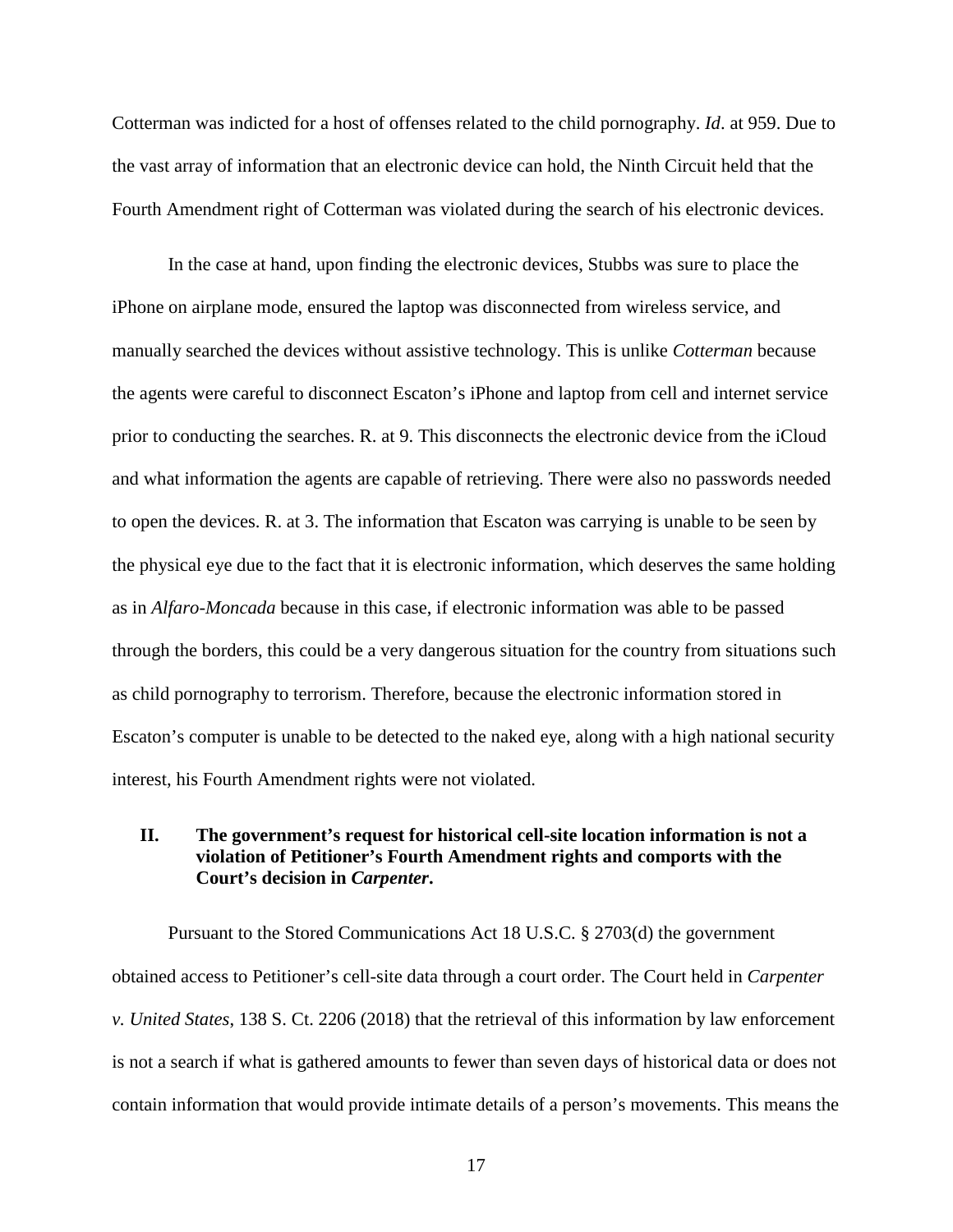Cotterman was indicted for a host of offenses related to the child pornography. *Id*. at 959. Due to the vast array of information that an electronic device can hold, the Ninth Circuit held that the Fourth Amendment right of Cotterman was violated during the search of his electronic devices.

In the case at hand, upon finding the electronic devices, Stubbs was sure to place the iPhone on airplane mode, ensured the laptop was disconnected from wireless service, and manually searched the devices without assistive technology. This is unlike *Cotterman* because the agents were careful to disconnect Escaton's iPhone and laptop from cell and internet service prior to conducting the searches. R. at 9. This disconnects the electronic device from the iCloud and what information the agents are capable of retrieving. There were also no passwords needed to open the devices. R. at 3. The information that Escaton was carrying is unable to be seen by the physical eye due to the fact that it is electronic information, which deserves the same holding as in *Alfaro-Moncada* because in this case, if electronic information was able to be passed through the borders, this could be a very dangerous situation for the country from situations such as child pornography to terrorism. Therefore, because the electronic information stored in Escaton's computer is unable to be detected to the naked eye, along with a high national security interest, his Fourth Amendment rights were not violated.

## II. The government's request for historical cell-site location information is not a violation of Petitioner's Fourth Amendment rights and comports with the Court's decision in *Carpenter*.

Pursuant to the Stored Communications Act 18 U.S.C. § 2703(d) the government obtained access to Petitioner's cell-site data through a court order. The Court held in *Carpenter v. United States*, 138 S. Ct. 2206 (2018) that the retrieval of this information by law enforcement is not a search if what is gathered amounts to fewer than seven days of historical data or does not contain information that would provide intimate details of a person's movements. This means the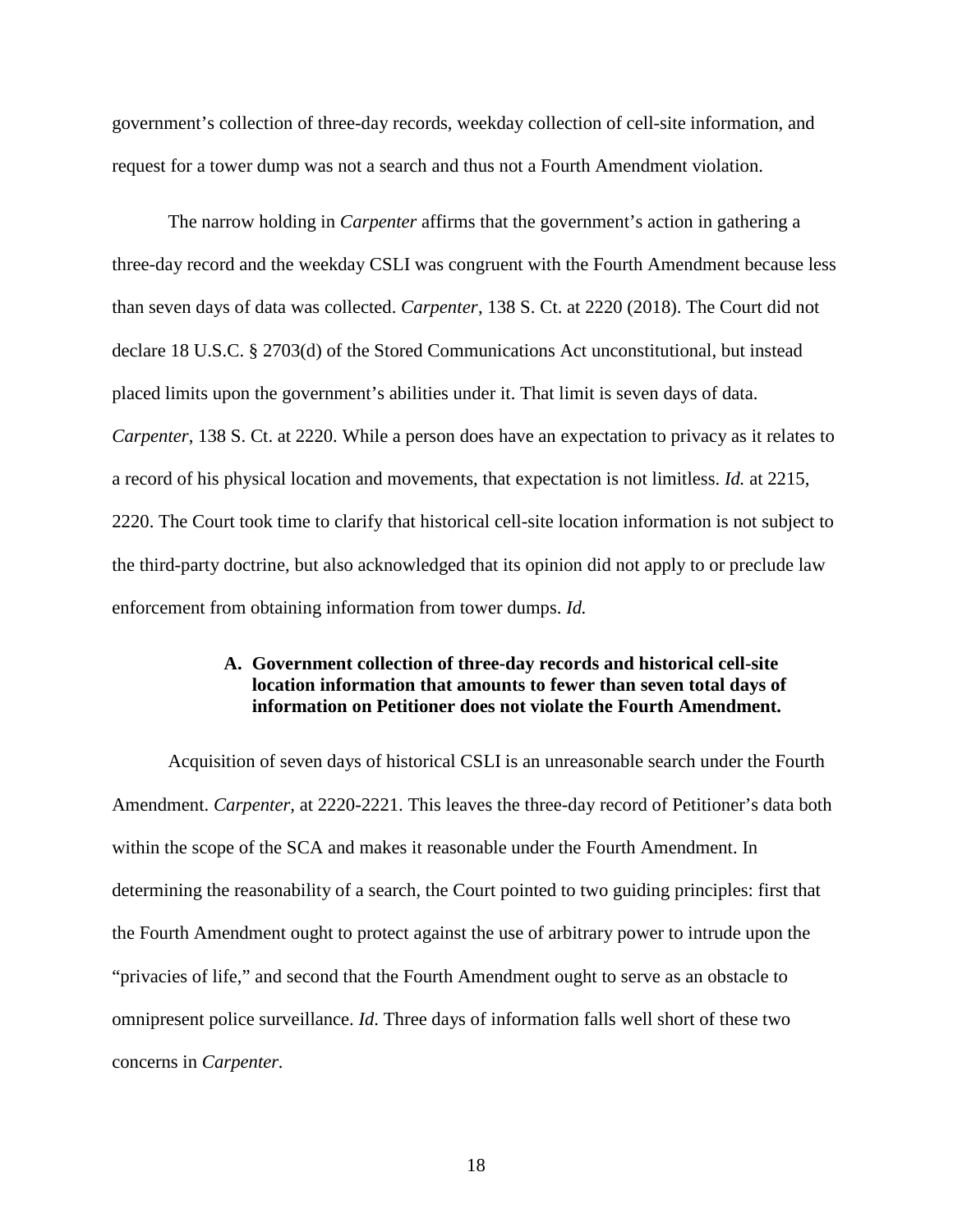government's collection of three-day records, weekday collection of cell-site information, and request for a tower dump was not a search and thus not a Fourth Amendment violation.

The narrow holding in *Carpenter* affirms that the government's action in gathering a three-day record and the weekday CSLI was congruent with the Fourth Amendment because less than seven days of data was collected. *Carpenter*, 138 S. Ct. at 2220 (2018). The Court did not declare 18 U.S.C. § 2703(d) of the Stored Communications Act unconstitutional, but instead placed limits upon the government's abilities under it. That limit is seven days of data. *Carpenter*, 138 S. Ct. at 2220. While a person does have an expectation to privacy as it relates to a record of his physical location and movements, that expectation is not limitless. *Id.* at 2215, 2220. The Court took time to clarify that historical cell-site location information is not subject to the third-party doctrine, but also acknowledged that its opinion did not apply to or preclude law enforcement from obtaining information from tower dumps. *Id.*

### A. Government collection of three-day records and historical cell-site location information that amounts to fewer than seven total days of information on Petitioner does not violate the Fourth Amendment.

Acquisition of seven days of historical CSLI is an unreasonable search under the Fourth Amendment. *Carpenter*, at 2220-2221. This leaves the three-day record of Petitioner's data both within the scope of the SCA and makes it reasonable under the Fourth Amendment. In determining the reasonability of a search, the Court pointed to two guiding principles: first that the Fourth Amendment ought to protect against the use of arbitrary power to intrude upon the "privacies of life," and second that the Fourth Amendment ought to serve as an obstacle to omnipresent police surveillance. *Id*. Three days of information falls well short of these two concerns in *Carpenter.*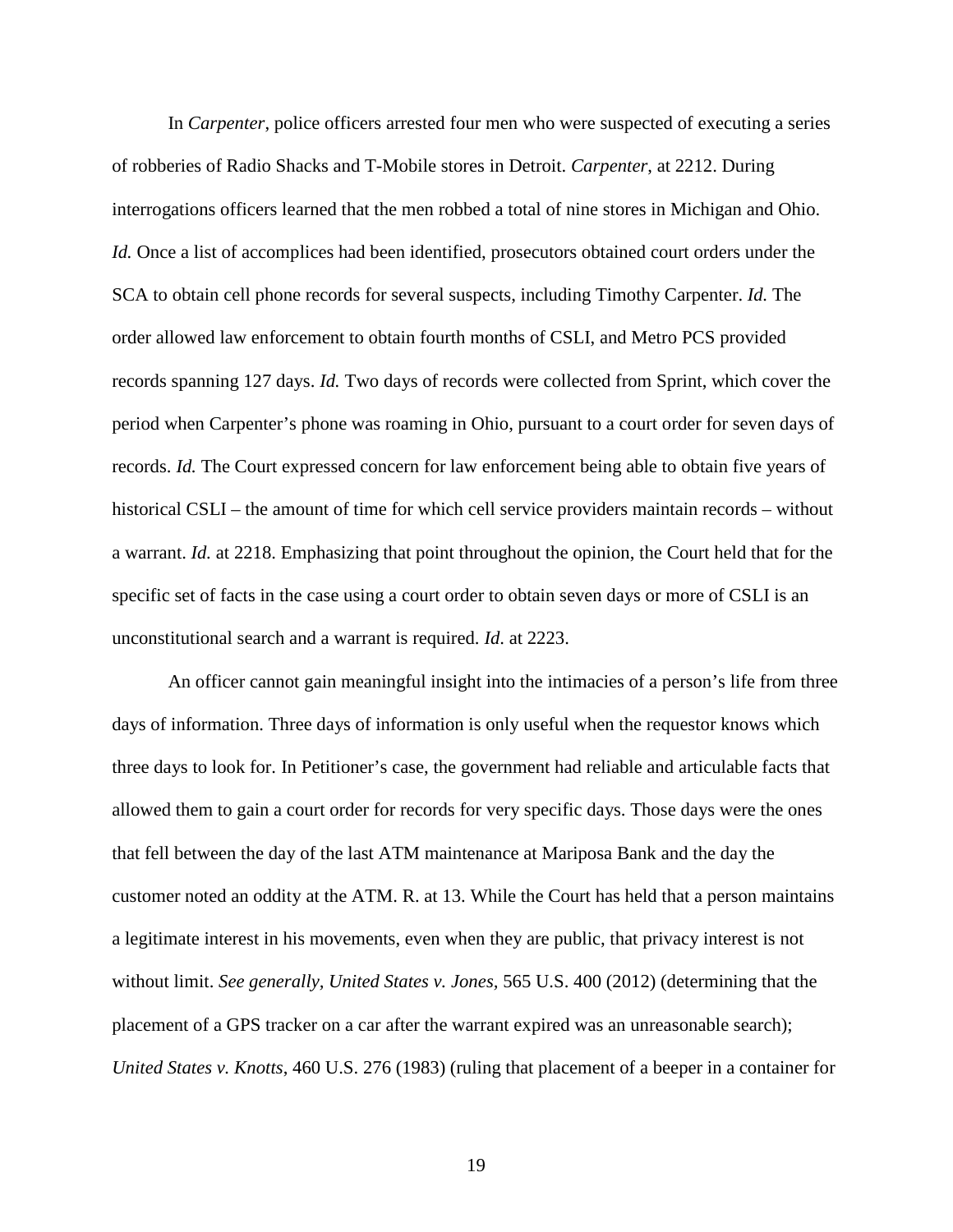In *Carpenter*, police officers arrested four men who were suspected of executing a series of robberies of Radio Shacks and T-Mobile stores in Detroit. *Carpenter*, at 2212. During interrogations officers learned that the men robbed a total of nine stores in Michigan and Ohio. *Id.* Once a list of accomplices had been identified, prosecutors obtained court orders under the SCA to obtain cell phone records for several suspects, including Timothy Carpenter. *Id.* The order allowed law enforcement to obtain fourth months of CSLI, and Metro PCS provided records spanning 127 days. *Id.* Two days of records were collected from Sprint, which cover the period when Carpenter's phone was roaming in Ohio, pursuant to a court order for seven days of records. *Id.* The Court expressed concern for law enforcement being able to obtain five years of historical CSLI – the amount of time for which cell service providers maintain records – without a warrant. *Id.* at 2218. Emphasizing that point throughout the opinion, the Court held that for the specific set of facts in the case using a court order to obtain seven days or more of CSLI is an unconstitutional search and a warrant is required. *Id*. at 2223.

An officer cannot gain meaningful insight into the intimacies of a person's life from three days of information. Three days of information is only useful when the requestor knows which three days to look for. In Petitioner's case, the government had reliable and articulable facts that allowed them to gain a court order for records for very specific days. Those days were the ones that fell between the day of the last ATM maintenance at Mariposa Bank and the day the customer noted an oddity at the ATM. R. at 13. While the Court has held that a person maintains a legitimate interest in his movements, even when they are public, that privacy interest is not without limit. *See generally*, *United States v. Jones*, 565 U.S. 400 (2012) (determining that the placement of a GPS tracker on a car after the warrant expired was an unreasonable search); *United States v. Knotts*, 460 U.S. 276 (1983) (ruling that placement of a beeper in a container for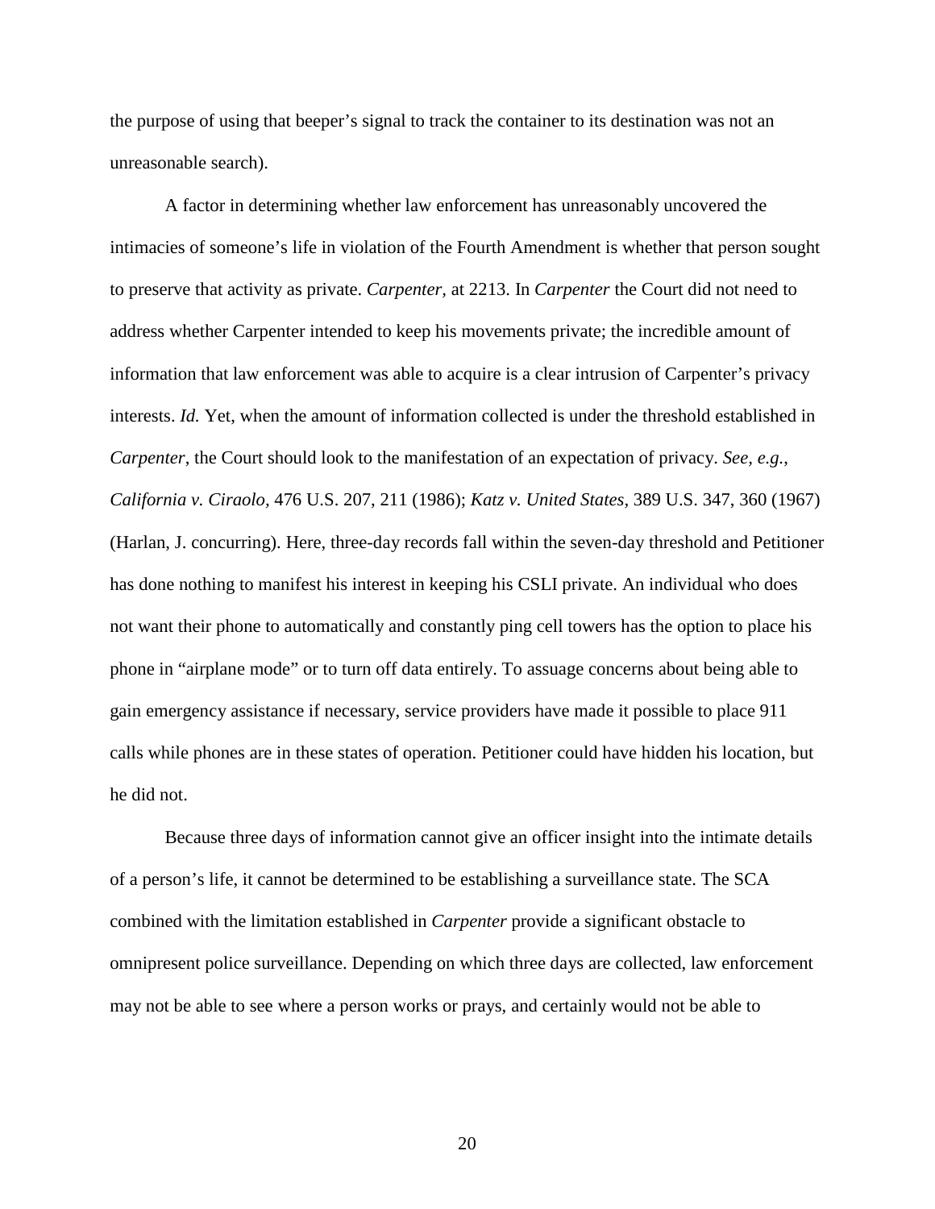the purpose of using that beeper's signal to track the container to its destination was not an unreasonable search).

A factor in determining whether law enforcement has unreasonably uncovered the intimacies of someone's life in violation of the Fourth Amendment is whether that person sought to preserve that activity as private. *Carpenter,* at 2213. In *Carpenter* the Court did not need to address whether Carpenter intended to keep his movements private; the incredible amount of information that law enforcement was able to acquire is a clear intrusion of Carpenter's privacy interests. *Id.* Yet, when the amount of information collected is under the threshold established in *Carpenter*, the Court should look to the manifestation of an expectation of privacy. *See, e.g.*, *California v. Ciraolo,* 476 U.S. 207, 211 (1986); *Katz v. United States*, 389 U.S. 347, 360 (1967) (Harlan, J. concurring). Here, three-day records fall within the seven-day threshold and Petitioner has done nothing to manifest his interest in keeping his CSLI private. An individual who does not want their phone to automatically and constantly ping cell towers has the option to place his phone in "airplane mode" or to turn off data entirely. To assuage concerns about being able to gain emergency assistance if necessary, service providers have made it possible to place 911 calls while phones are in these states of operation. Petitioner could have hidden his location, but he did not.

Because three days of information cannot give an officer insight into the intimate details of a person's life, it cannot be determined to be establishing a surveillance state. The SCA combined with the limitation established in *Carpenter* provide a significant obstacle to omnipresent police surveillance. Depending on which three days are collected, law enforcement may not be able to see where a person works or prays, and certainly would not be able to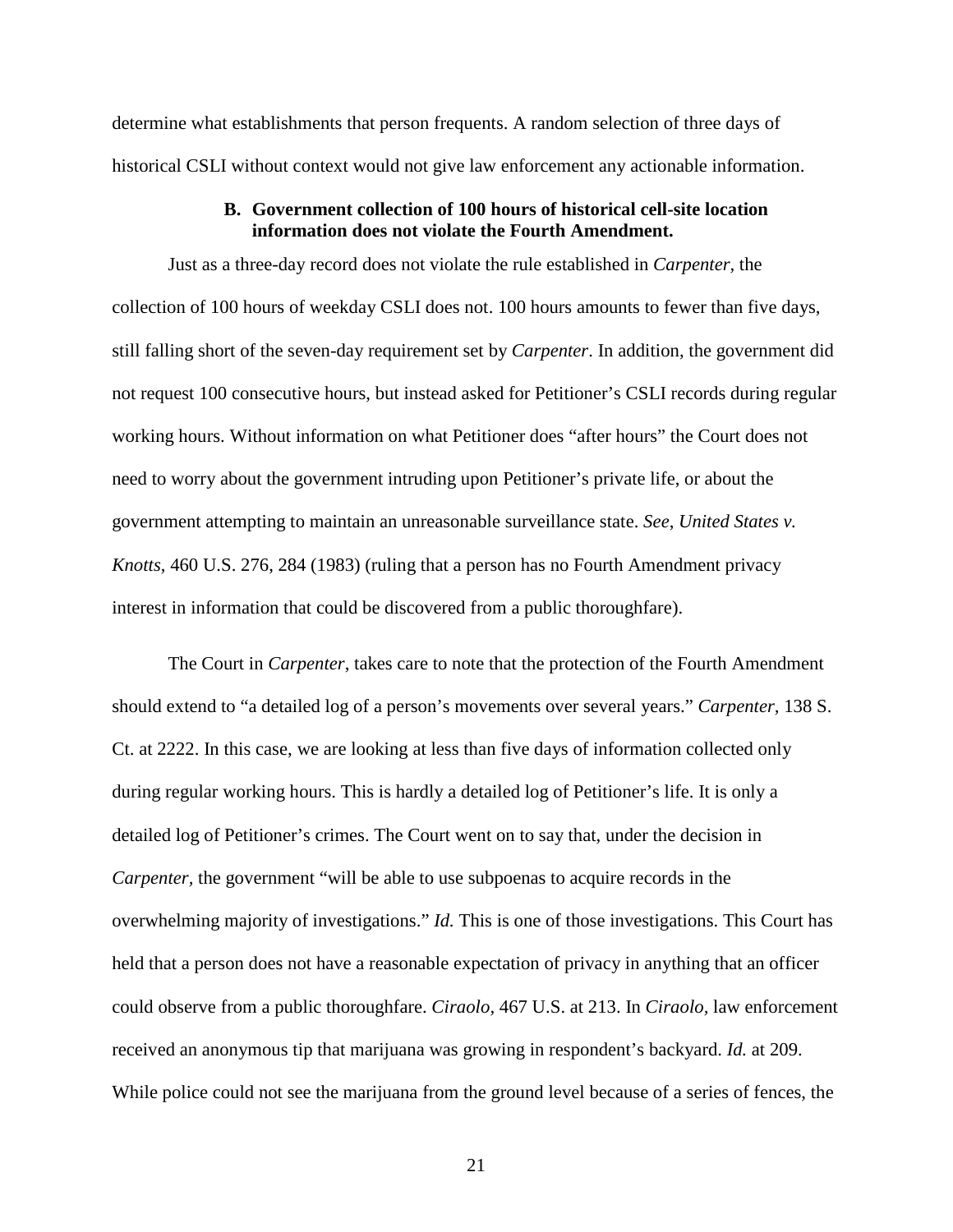determine what establishments that person frequents. A random selection of three days of historical CSLI without context would not give law enforcement any actionable information.

### B. Government collection of 100 hours of historical cell-site location information does not violate the Fourth Amendment.

Just as a three-day record does not violate the rule established in *Carpenter,* the collection of 100 hours of weekday CSLI does not. 100 hours amounts to fewer than five days, still falling short of the seven-day requirement set by *Carpenter*. In addition, the government did not request 100 consecutive hours, but instead asked for Petitioner's CSLI records during regular working hours. Without information on what Petitioner does "after hours" the Court does not need to worry about the government intruding upon Petitioner's private life, or about the government attempting to maintain an unreasonable surveillance state. *See*, *United States v. Knotts*, 460 U.S. 276, 284 (1983) (ruling that a person has no Fourth Amendment privacy interest in information that could be discovered from a public thoroughfare).

The Court in *Carpenter*, takes care to note that the protection of the Fourth Amendment should extend to "a detailed log of a person's movements over several years." *Carpenter*, 138 S. Ct. at 2222. In this case, we are looking at less than five days of information collected only during regular working hours. This is hardly a detailed log of Petitioner's life. It is only a detailed log of Petitioner's crimes. The Court went on to say that, under the decision in *Carpenter*, the government "will be able to use subpoenas to acquire records in the overwhelming majority of investigations." *Id.* This is one of those investigations. This Court has held that a person does not have a reasonable expectation of privacy in anything that an officer could observe from a public thoroughfare. *Ciraolo*, 467 U.S. at 213. In *Ciraolo,* law enforcement received an anonymous tip that marijuana was growing in respondent's backyard. *Id.* at 209. While police could not see the marijuana from the ground level because of a series of fences, the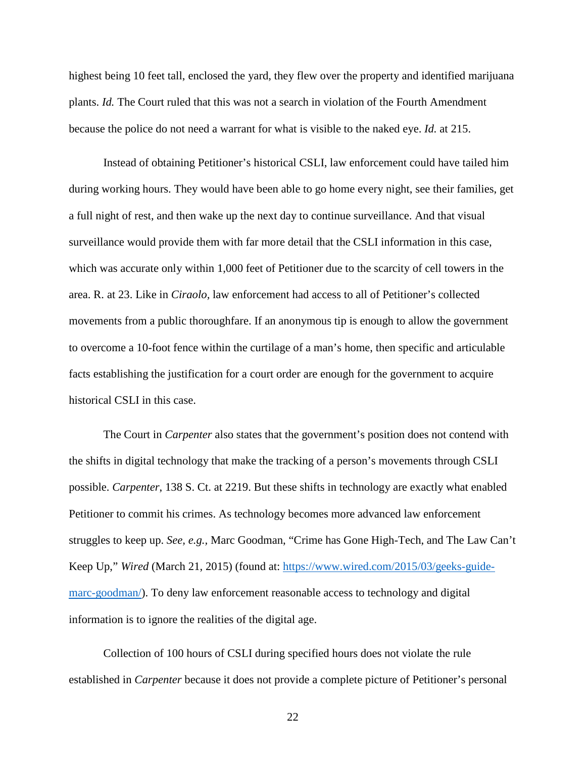highest being 10 feet tall, enclosed the yard, they flew over the property and identified marijuana plants. *Id.* The Court ruled that this was not a search in violation of the Fourth Amendment because the police do not need a warrant for what is visible to the naked eye. *Id.* at 215.

Instead of obtaining Petitioner's historical CSLI, law enforcement could have tailed him during working hours. They would have been able to go home every night, see their families, get a full night of rest, and then wake up the next day to continue surveillance. And that visual surveillance would provide them with far more detail that the CSLI information in this case, which was accurate only within 1,000 feet of Petitioner due to the scarcity of cell towers in the area. R. at 23. Like in *Ciraolo,* law enforcement had access to all of Petitioner's collected movements from a public thoroughfare. If an anonymous tip is enough to allow the government to overcome a 10-foot fence within the curtilage of a man's home, then specific and articulable facts establishing the justification for a court order are enough for the government to acquire historical CSLI in this case.

The Court in *Carpenter* also states that the government's position does not contend with the shifts in digital technology that make the tracking of a person's movements through CSLI possible. *Carpenter*, 138 S. Ct. at 2219. But these shifts in technology are exactly what enabled Petitioner to commit his crimes. As technology becomes more advanced law enforcement struggles to keep up. *See, e.g.*, Marc Goodman, "Crime has Gone High-Tech, and The Law Can't Keep Up," *Wired* (March 21, 2015) (found at: [https://www.wired.com/2015/03/geeks-guide-marc-goodman/](https://www.wired.com/2015/03/geeks-guide-marc-goodman/)). To deny law enforcement reasonable access to technology and digital information is to ignore the realities of the digital age.

Collection of 100 hours of CSLI during specified hours does not violate the rule established in *Carpenter* because it does not provide a complete picture of Petitioner's personal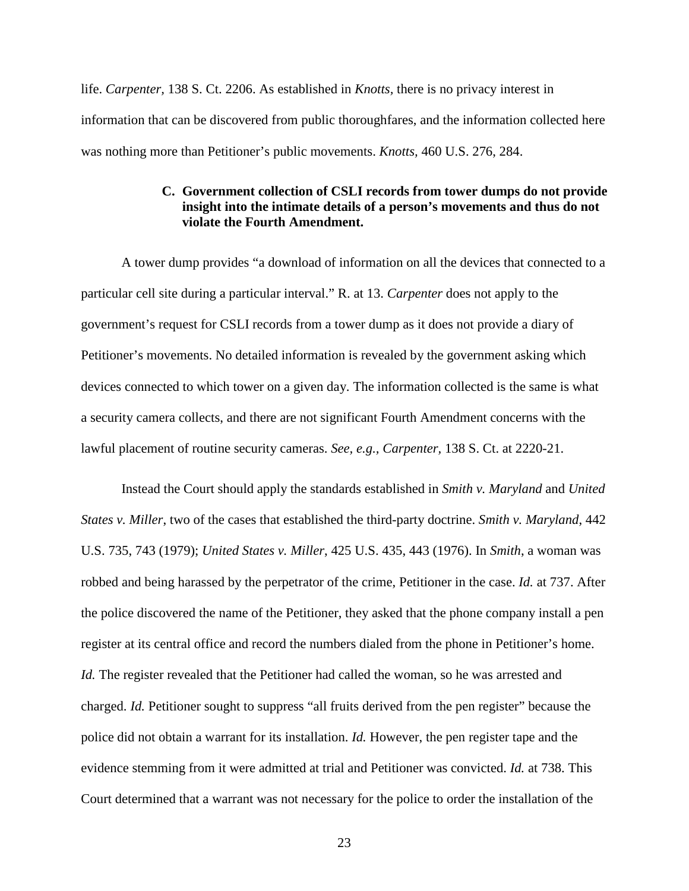life. *Carpenter,* 138 S. Ct. 2206. As established in *Knotts,* there is no privacy interest in information that can be discovered from public thoroughfares, and the information collected here was nothing more than Petitioner's public movements. *Knotts,* 460 U.S. 276, 284.

### C. Government collection of CSLI records from tower dumps do not provide insight into the intimate details of a person's movements and thus do not violate the Fourth Amendment.

A tower dump provides "a download of information on all the devices that connected to a particular cell site during a particular interval." R. at 13. *Carpenter* does not apply to the government's request for CSLI records from a tower dump as it does not provide a diary of Petitioner's movements. No detailed information is revealed by the government asking which devices connected to which tower on a given day. The information collected is the same is what a security camera collects, and there are not significant Fourth Amendment concerns with the lawful placement of routine security cameras. *See, e.g., Carpenter,* 138 S. Ct. at 2220-21.

Instead the Court should apply the standards established in *Smith v. Maryland* and *United States v. Miller*, two of the cases that established the third-party doctrine. *Smith v. Maryland*, 442 U.S. 735, 743 (1979); *United States v. Miller*, 425 U.S. 435, 443 (1976). In *Smith*, a woman was robbed and being harassed by the perpetrator of the crime, Petitioner in the case. *Id.* at 737. After the police discovered the name of the Petitioner, they asked that the phone company install a pen register at its central office and record the numbers dialed from the phone in Petitioner's home. *Id.* The register revealed that the Petitioner had called the woman, so he was arrested and charged. *Id.* Petitioner sought to suppress "all fruits derived from the pen register" because the police did not obtain a warrant for its installation. *Id.* However, the pen register tape and the evidence stemming from it were admitted at trial and Petitioner was convicted. *Id.* at 738. This Court determined that a warrant was not necessary for the police to order the installation of the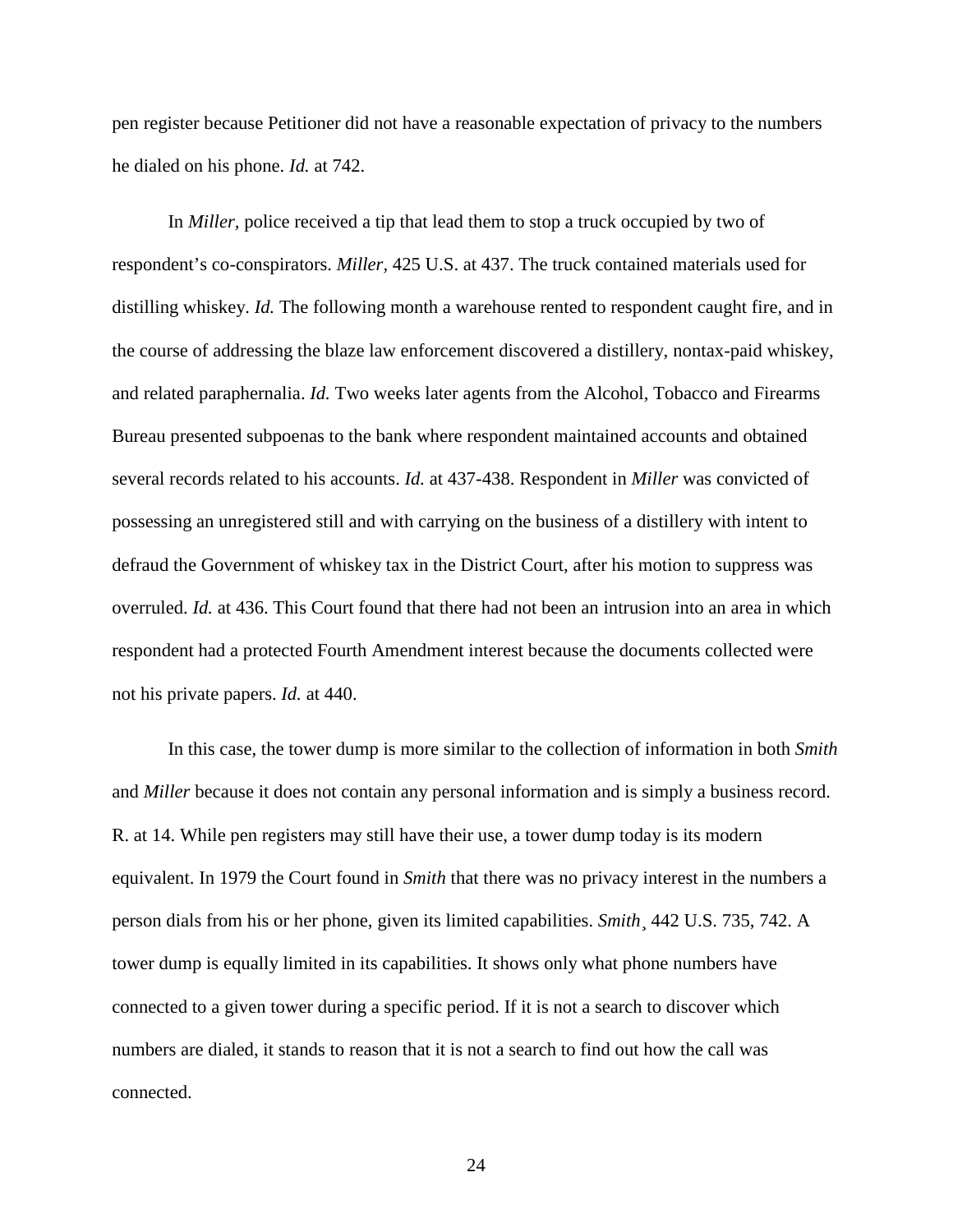pen register because Petitioner did not have a reasonable expectation of privacy to the numbers he dialed on his phone. *Id.* at 742.

In *Miller*, police received a tip that lead them to stop a truck occupied by two of respondent's co-conspirators. *Miller*, 425 U.S. at 437. The truck contained materials used for distilling whiskey. *Id.* The following month a warehouse rented to respondent caught fire, and in the course of addressing the blaze law enforcement discovered a distillery, nontax-paid whiskey, and related paraphernalia. *Id.* Two weeks later agents from the Alcohol, Tobacco and Firearms Bureau presented subpoenas to the bank where respondent maintained accounts and obtained several records related to his accounts. *Id.* at 437-438. Respondent in *Miller* was convicted of possessing an unregistered still and with carrying on the business of a distillery with intent to defraud the Government of whiskey tax in the District Court, after his motion to suppress was overruled. *Id.* at 436. This Court found that there had not been an intrusion into an area in which respondent had a protected Fourth Amendment interest because the documents collected were not his private papers. *Id.* at 440.

In this case, the tower dump is more similar to the collection of information in both *Smith* and *Miller* because it does not contain any personal information and is simply a business record. R. at 14. While pen registers may still have their use, a tower dump today is its modern equivalent. In 1979 the Court found in *Smith* that there was no privacy interest in the numbers a person dials from his or her phone, given its limited capabilities. *Smith*¸ 442 U.S. 735, 742. A tower dump is equally limited in its capabilities. It shows only what phone numbers have connected to a given tower during a specific period. If it is not a search to discover which numbers are dialed, it stands to reason that it is not a search to find out how the call was connected.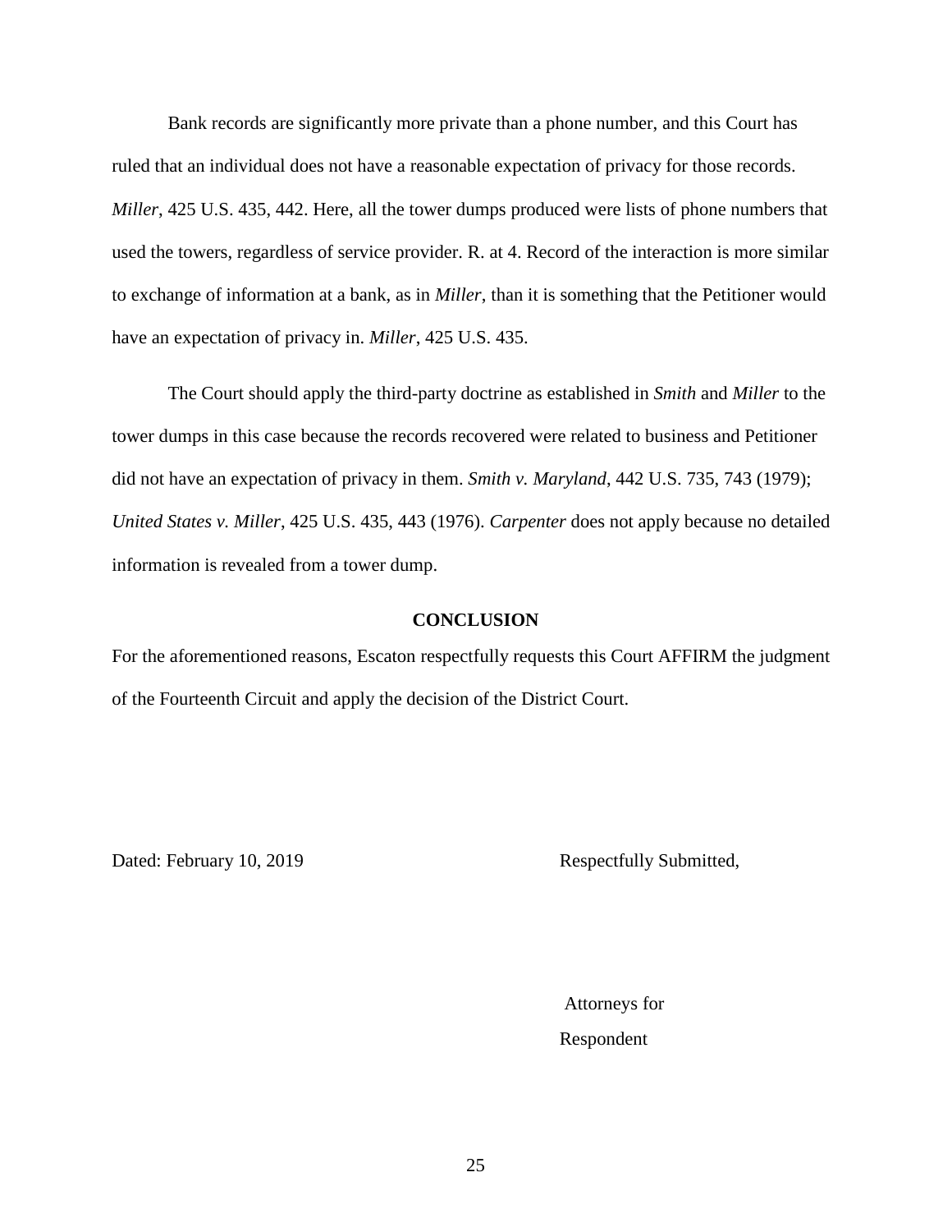Bank records are significantly more private than a phone number, and this Court has ruled that an individual does not have a reasonable expectation of privacy for those records. *Miller*, 425 U.S. 435, 442. Here, all the tower dumps produced were lists of phone numbers that used the towers, regardless of service provider. R. at 4. Record of the interaction is more similar to exchange of information at a bank, as in *Miller*, than it is something that the Petitioner would have an expectation of privacy in. *Miller*, 425 U.S. 435.

The Court should apply the third-party doctrine as established in *Smith* and *Miller* to the tower dumps in this case because the records recovered were related to business and Petitioner did not have an expectation of privacy in them. *Smith v. Maryland*, 442 U.S. 735, 743 (1979); *United States v. Miller*, 425 U.S. 435, 443 (1976). *Carpenter* does not apply because no detailed information is revealed from a tower dump.

## CONCLUSION

For the aforementioned reasons, Escaton respectfully requests this Court AFFIRM the judgment of the Fourteenth Circuit and apply the decision of the District Court.

Dated: February 10, 2019

Respectfully Submitted,

Attorneys for
Respondent